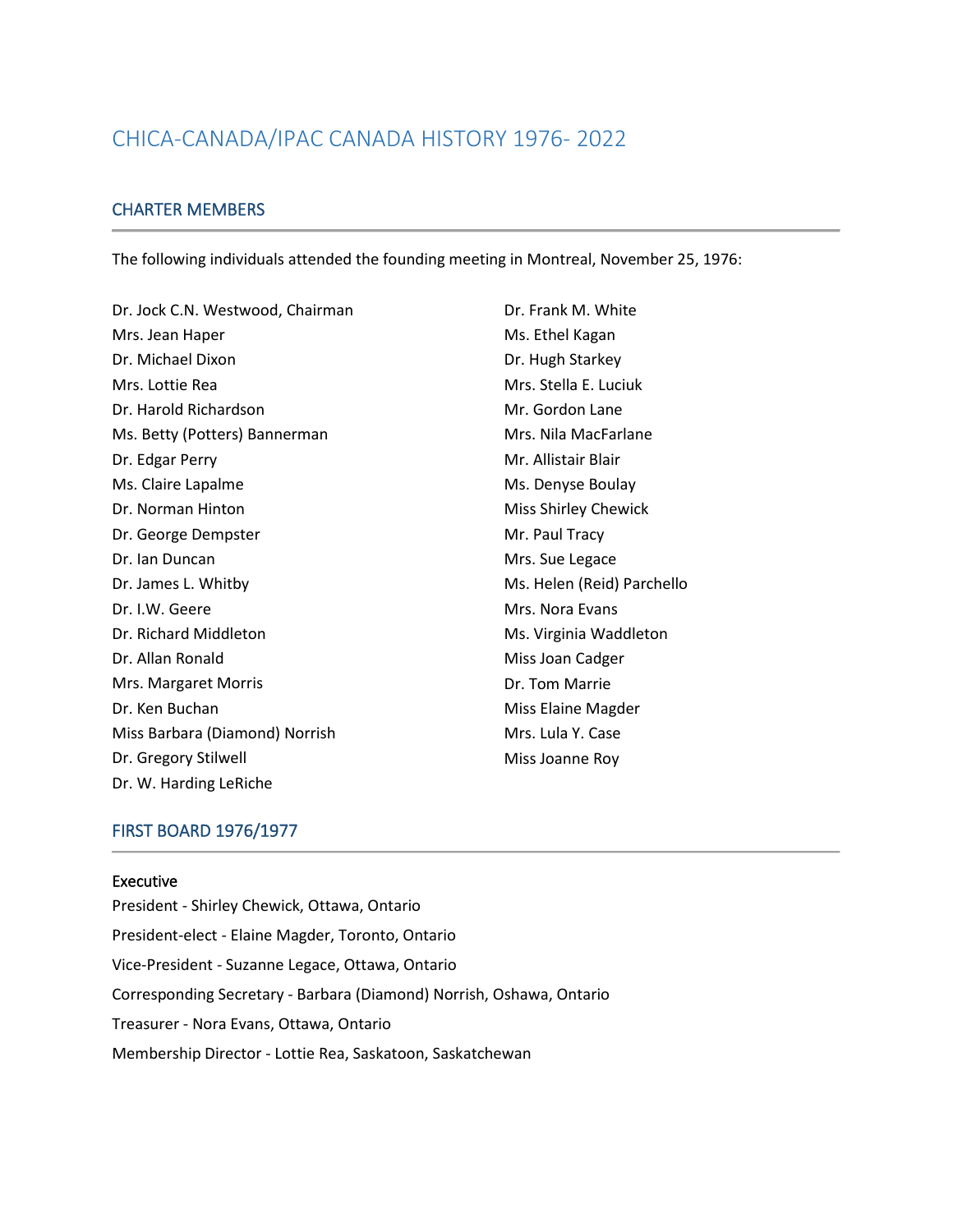# CHICA-CANADA/IPAC CANADA HISTORY 1976- 2022

## CHARTER MEMBERS

The following individuals attended the founding meeting in Montreal, November 25, 1976:

Dr. Jock C.N. Westwood, Chairman
Mrs. Jean Haper
Dr. Michael Dixon
Mrs. Lottie Rea
Dr. Harold Richardson
Ms. Betty (Potters) Bannerman
Dr. Edgar Perry
Ms. Claire Lapalme
Dr. Norman Hinton
Dr. George Dempster
Dr. Ian Duncan
Dr. James L. Whitby
Dr. I.W. Geere
Dr. Richard Middleton
Dr. Allan Ronald
Mrs. Margaret Morris
Dr. Ken Buchan
Miss Barbara (Diamond) Norrish
Dr. Gregory Stilwell
Dr. W. Harding LeRiche
Dr. Frank M. White
Ms. Ethel Kagan
Dr. Hugh Starkey
Mrs. Stella E. Luciuk
Mr. Gordon Lane
Mrs. Nila MacFarlane
Mr. Allistair Blair
Ms. Denyse Boulay
Miss Shirley Chewick
Mr. Paul Tracy
Mrs. Sue Legace
Ms. Helen (Reid) Parchello
Mrs. Nora Evans
Ms. Virginia Waddleton
Miss Joan Cadger
Dr. Tom Marrie
Miss Elaine Magder
Mrs. Lula Y. Case
Miss Joanne Roy

## FIRST BOARD 1976/1977

### Executive

President - Shirley Chewick, Ottawa, Ontario

President-elect - Elaine Magder, Toronto, Ontario

Vice-President - Suzanne Legace, Ottawa, Ontario

Corresponding Secretary - Barbara (Diamond) Norrish, Oshawa, Ontario

Treasurer - Nora Evans, Ottawa, Ontario

Membership Director - Lottie Rea, Saskatoon, Saskatchewan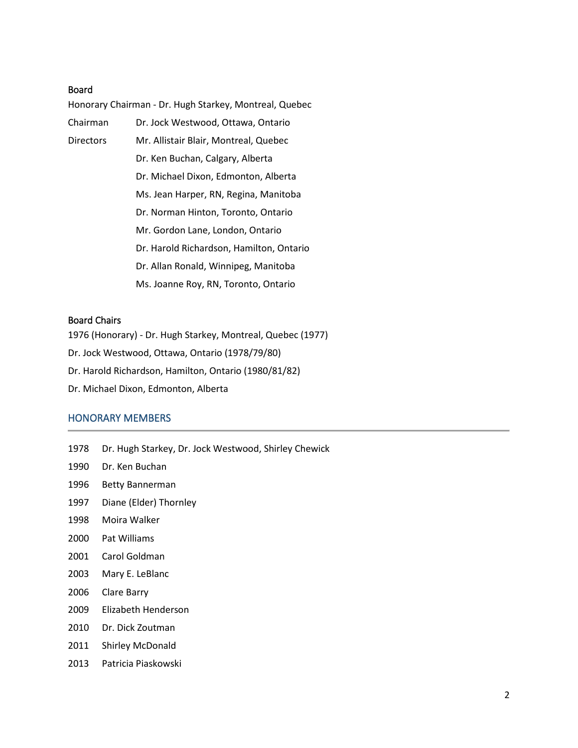### Board

Honorary Chairman - Dr. Hugh Starkey, Montreal, Quebec

| | |
|---|---|
| Chairman | Dr. Jock Westwood, Ottawa, Ontario |
| Directors | Mr. Allistair Blair, Montreal, Quebec |
| | Dr. Ken Buchan, Calgary, Alberta |
| | Dr. Michael Dixon, Edmonton, Alberta |
| | Ms. Jean Harper, RN, Regina, Manitoba |
| | Dr. Norman Hinton, Toronto, Ontario |
| | Mr. Gordon Lane, London, Ontario |
| | Dr. Harold Richardson, Hamilton, Ontario |
| | Dr. Allan Ronald, Winnipeg, Manitoba |
| | Ms. Joanne Roy, RN, Toronto, Ontario |

### Board Chairs

1976 (Honorary) - Dr. Hugh Starkey, Montreal, Quebec (1977)

Dr. Jock Westwood, Ottawa, Ontario (1978/79/80)

Dr. Harold Richardson, Hamilton, Ontario (1980/81/82)

Dr. Michael Dixon, Edmonton, Alberta

## HONORARY MEMBERS

| | |
|---|---|
| 1978 | Dr. Hugh Starkey, Dr. Jock Westwood, Shirley Chewick |
| 1990 | Dr. Ken Buchan |
| 1996 | Betty Bannerman |
| 1997 | Diane (Elder) Thornley |
| 1998 | Moira Walker |
| 2000 | Pat Williams |
| 2001 | Carol Goldman |
| 2003 | Mary E. LeBlanc |
| 2006 | Clare Barry |
| 2009 | Elizabeth Henderson |
| 2010 | Dr. Dick Zoutman |
| 2011 | Shirley McDonald |
| 2013 | Patricia Piaskowski |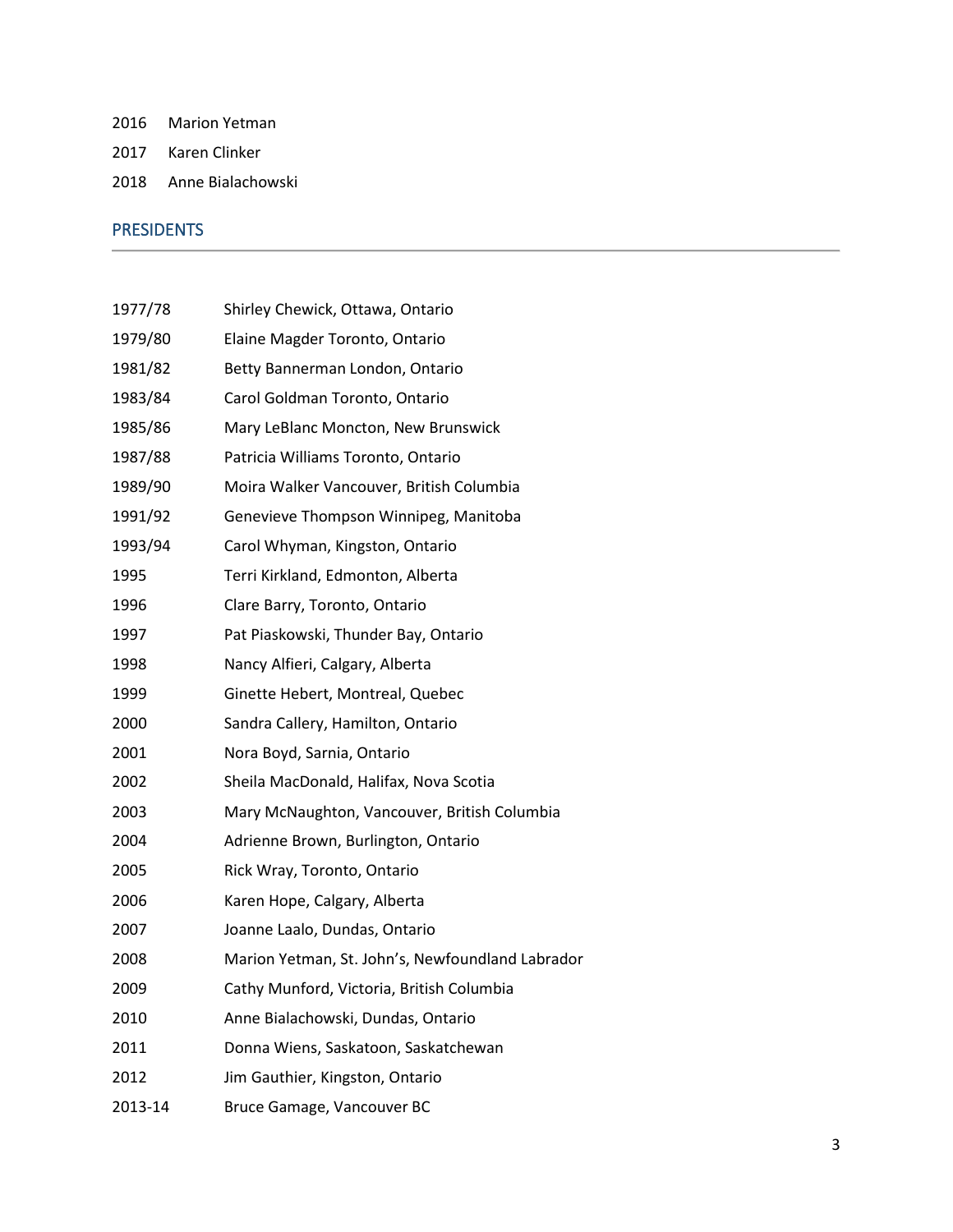| | |
|---|---|
| 2016 | Marion Yetman |
| 2017 | Karen Clinker |
| 2018 | Anne Bialachowski |

## PRESIDENTS

| | |
|---|---|
| 1977/78 | Shirley Chewick, Ottawa, Ontario |
| 1979/80 | Elaine Magder Toronto, Ontario |
| 1981/82 | Betty Bannerman London, Ontario |
| 1983/84 | Carol Goldman Toronto, Ontario |
| 1985/86 | Mary LeBlanc Moncton, New Brunswick |
| 1987/88 | Patricia Williams Toronto, Ontario |
| 1989/90 | Moira Walker Vancouver, British Columbia |
| 1991/92 | Genevieve Thompson Winnipeg, Manitoba |
| 1993/94 | Carol Whyman, Kingston, Ontario |
| 1995 | Terri Kirkland, Edmonton, Alberta |
| 1996 | Clare Barry, Toronto, Ontario |
| 1997 | Pat Piaskowski, Thunder Bay, Ontario |
| 1998 | Nancy Alfieri, Calgary, Alberta |
| 1999 | Ginette Hebert, Montreal, Quebec |
| 2000 | Sandra Callery, Hamilton, Ontario |
| 2001 | Nora Boyd, Sarnia, Ontario |
| 2002 | Sheila MacDonald, Halifax, Nova Scotia |
| 2003 | Mary McNaughton, Vancouver, British Columbia |
| 2004 | Adrienne Brown, Burlington, Ontario |
| 2005 | Rick Wray, Toronto, Ontario |
| 2006 | Karen Hope, Calgary, Alberta |
| 2007 | Joanne Laalo, Dundas, Ontario |
| 2008 | Marion Yetman, St. John's, Newfoundland Labrador |
| 2009 | Cathy Munford, Victoria, British Columbia |
| 2010 | Anne Bialachowski, Dundas, Ontario |
| 2011 | Donna Wiens, Saskatoon, Saskatchewan |
| 2012 | Jim Gauthier, Kingston, Ontario |
| 2013-14 | Bruce Gamage, Vancouver BC |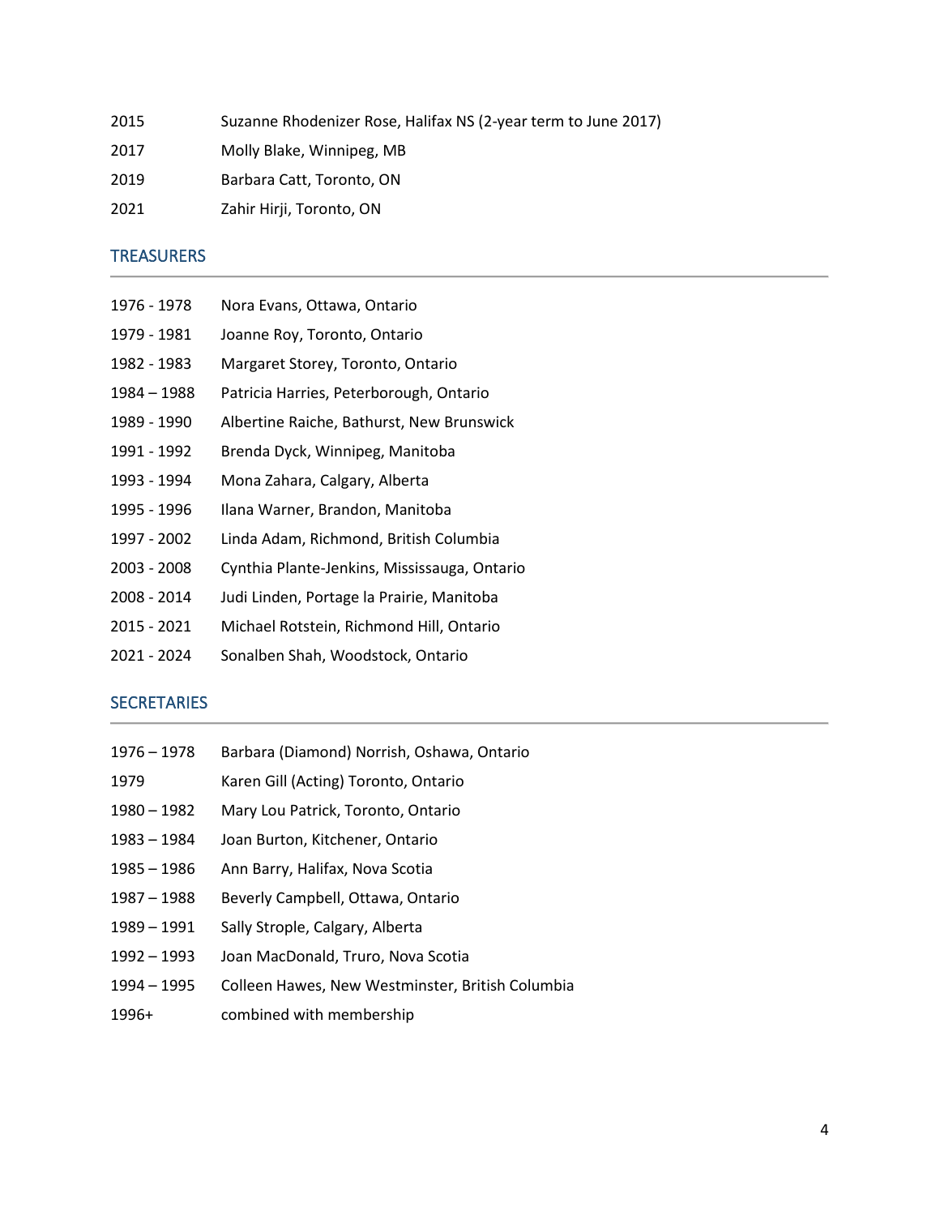| | |
|---|---|
| 2015 | Suzanne Rhodenizer Rose, Halifax NS (2-year term to June 2017) |
| 2017 | Molly Blake, Winnipeg, MB |
| 2019 | Barbara Catt, Toronto, ON |
| 2021 | Zahir Hirji, Toronto, ON |

## TREASURERS

| | |
|---|---|
| 1976 - 1978 | Nora Evans, Ottawa, Ontario |
| 1979 - 1981 | Joanne Roy, Toronto, Ontario |
| 1982 - 1983 | Margaret Storey, Toronto, Ontario |
| 1984 – 1988 | Patricia Harries, Peterborough, Ontario |
| 1989 - 1990 | Albertine Raiche, Bathurst, New Brunswick |
| 1991 - 1992 | Brenda Dyck, Winnipeg, Manitoba |
| 1993 - 1994 | Mona Zahara, Calgary, Alberta |
| 1995 - 1996 | Ilana Warner, Brandon, Manitoba |
| 1997 - 2002 | Linda Adam, Richmond, British Columbia |
| 2003 - 2008 | Cynthia Plante-Jenkins, Mississauga, Ontario |
| 2008 - 2014 | Judi Linden, Portage la Prairie, Manitoba |
| 2015 - 2021 | Michael Rotstein, Richmond Hill, Ontario |
| 2021 - 2024 | Sonalben Shah, Woodstock, Ontario |

## SECRETARIES

| | |
|---|---|
| 1976 – 1978 | Barbara (Diamond) Norrish, Oshawa, Ontario |
| 1979 | Karen Gill (Acting) Toronto, Ontario |
| 1980 – 1982 | Mary Lou Patrick, Toronto, Ontario |
| 1983 – 1984 | Joan Burton, Kitchener, Ontario |
| 1985 – 1986 | Ann Barry, Halifax, Nova Scotia |
| 1987 – 1988 | Beverly Campbell, Ottawa, Ontario |
| 1989 – 1991 | Sally Strople, Calgary, Alberta |
| 1992 – 1993 | Joan MacDonald, Truro, Nova Scotia |
| 1994 – 1995 | Colleen Hawes, New Westminster, British Columbia |
| 1996+ | combined with membership |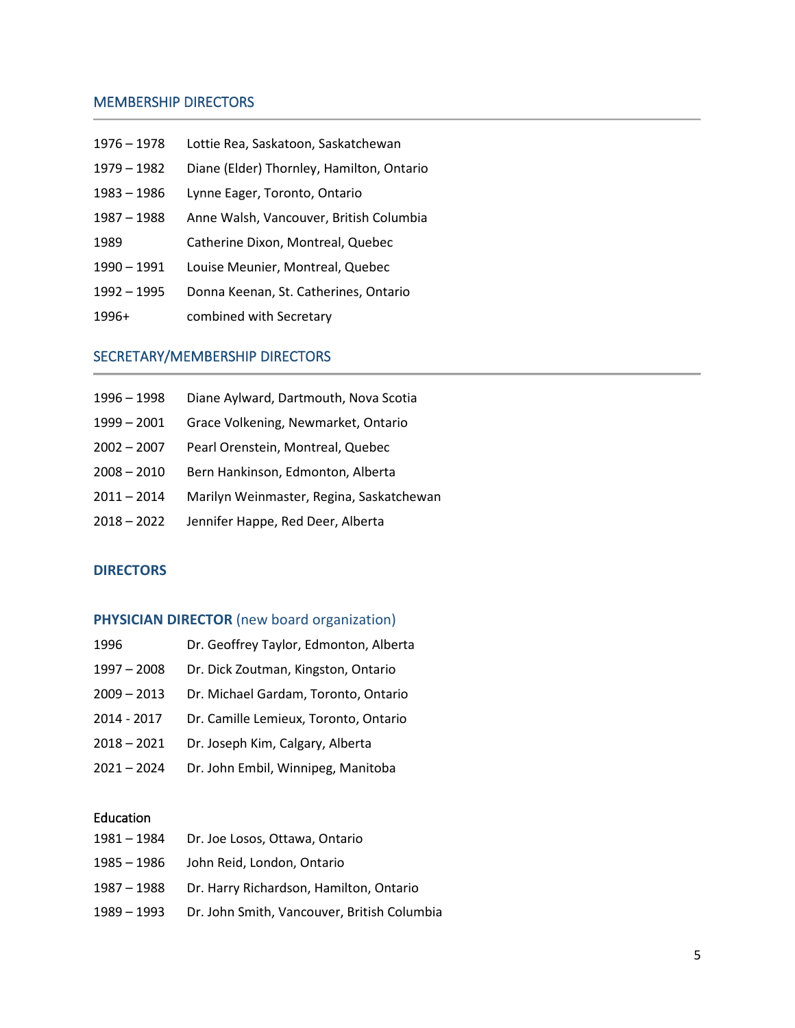## MEMBERSHIP DIRECTORS

| | |
|---|---|
| 1976 – 1978 | Lottie Rea, Saskatoon, Saskatchewan |
| 1979 – 1982 | Diane (Elder) Thornley, Hamilton, Ontario |
| 1983 – 1986 | Lynne Eager, Toronto, Ontario |
| 1987 – 1988 | Anne Walsh, Vancouver, British Columbia |
| 1989 | Catherine Dixon, Montreal, Quebec |
| 1990 – 1991 | Louise Meunier, Montreal, Quebec |
| 1992 – 1995 | Donna Keenan, St. Catherines, Ontario |
| 1996+ | combined with Secretary |

## SECRETARY/MEMBERSHIP DIRECTORS

| | |
|---|---|
| 1996 – 1998 | Diane Aylward, Dartmouth, Nova Scotia |
| 1999 – 2001 | Grace Volkening, Newmarket, Ontario |
| 2002 – 2007 | Pearl Orenstein, Montreal, Quebec |
| 2008 – 2010 | Bern Hankinson, Edmonton, Alberta |
| 2011 – 2014 | Marilyn Weinmaster, Regina, Saskatchewan |
| 2018 – 2022 | Jennifer Happe, Red Deer, Alberta |

## DIRECTORS

### PHYSICIAN DIRECTOR (new board organization)

| | |
|---|---|
| 1996 | Dr. Geoffrey Taylor, Edmonton, Alberta |
| 1997 – 2008 | Dr. Dick Zoutman, Kingston, Ontario |
| 2009 – 2013 | Dr. Michael Gardam, Toronto, Ontario |
| 2014 - 2017 | Dr. Camille Lemieux, Toronto, Ontario |
| 2018 – 2021 | Dr. Joseph Kim, Calgary, Alberta |
| 2021 – 2024 | Dr. John Embil, Winnipeg, Manitoba |

### Education

| | |
|---|---|
| 1981 – 1984 | Dr. Joe Losos, Ottawa, Ontario |
| 1985 – 1986 | John Reid, London, Ontario |
| 1987 – 1988 | Dr. Harry Richardson, Hamilton, Ontario |
| 1989 – 1993 | Dr. John Smith, Vancouver, British Columbia |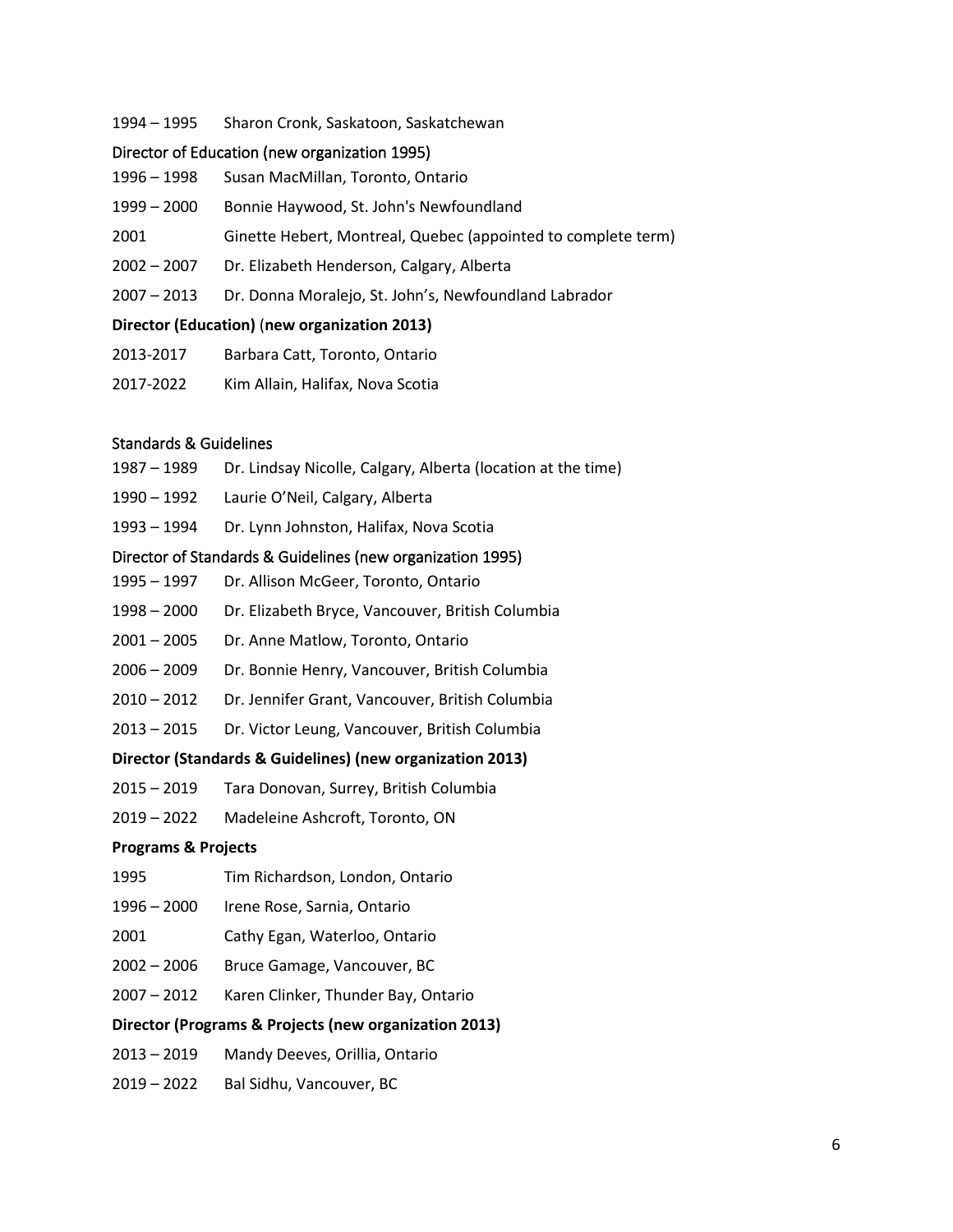1994 – 1995 Sharon Cronk, Saskatoon, Saskatchewan

Director of Education (new organization 1995)

1996 – 1998 Susan MacMillan, Toronto, Ontario

1999 – 2000 Bonnie Haywood, St. John's Newfoundland

2001 Ginette Hebert, Montreal, Quebec (appointed to complete term)

2002 – 2007 Dr. Elizabeth Henderson, Calgary, Alberta

2007 – 2013 Dr. Donna Moralejo, St. John's, Newfoundland Labrador

**Director (Education) (new organization 2013)**

2013-2017 Barbara Catt, Toronto, Ontario

2017-2022 Kim Allain, Halifax, Nova Scotia

Standards & Guidelines

1987 – 1989 Dr. Lindsay Nicolle, Calgary, Alberta (location at the time)

1990 – 1992 Laurie O'Neil, Calgary, Alberta

1993 – 1994 Dr. Lynn Johnston, Halifax, Nova Scotia

Director of Standards & Guidelines (new organization 1995)

1995 – 1997 Dr. Allison McGeer, Toronto, Ontario

1998 – 2000 Dr. Elizabeth Bryce, Vancouver, British Columbia

2001 – 2005 Dr. Anne Matlow, Toronto, Ontario

2006 – 2009 Dr. Bonnie Henry, Vancouver, British Columbia

2010 – 2012 Dr. Jennifer Grant, Vancouver, British Columbia

2013 – 2015 Dr. Victor Leung, Vancouver, British Columbia

**Director (Standards & Guidelines) (new organization 2013)**

2015 – 2019 Tara Donovan, Surrey, British Columbia

2019 – 2022 Madeleine Ashcroft, Toronto, ON

**Programs & Projects**

1995 Tim Richardson, London, Ontario

1996 – 2000 Irene Rose, Sarnia, Ontario

2001 Cathy Egan, Waterloo, Ontario

2002 – 2006 Bruce Gamage, Vancouver, BC

2007 – 2012 Karen Clinker, Thunder Bay, Ontario

**Director (Programs & Projects (new organization 2013)**

2013 – 2019 Mandy Deeves, Orillia, Ontario

2019 – 2022 Bal Sidhu, Vancouver, BC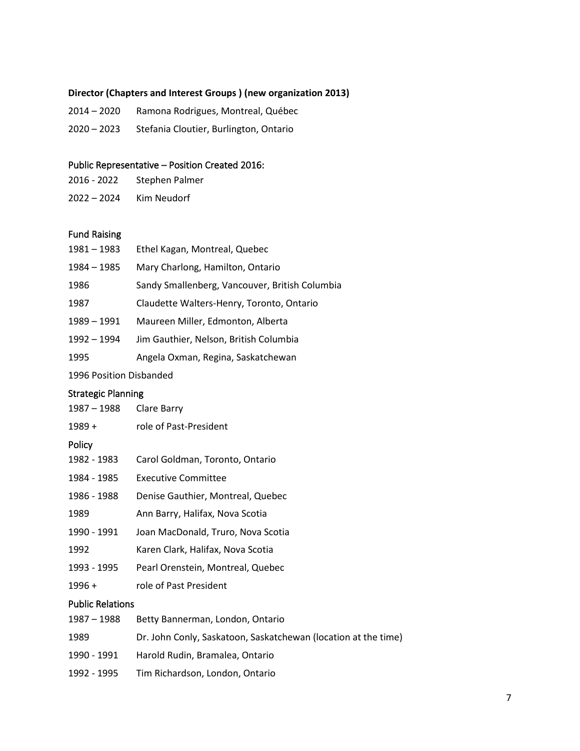**Director (Chapters and Interest Groups ) (new organization 2013)**

2014 – 2020 Ramona Rodrigues, Montreal, Québec

2020 – 2023 Stefania Cloutier, Burlington, Ontario

Public Representative – Position Created 2016:

2016 - 2022 Stephen Palmer

2022 – 2024 Kim Neudorf

Fund Raising

1981 – 1983 Ethel Kagan, Montreal, Quebec

1984 – 1985 Mary Charlong, Hamilton, Ontario

1986 Sandy Smallenberg, Vancouver, British Columbia

1987 Claudette Walters-Henry, Toronto, Ontario

1989 – 1991 Maureen Miller, Edmonton, Alberta

1992 – 1994 Jim Gauthier, Nelson, British Columbia

1995 Angela Oxman, Regina, Saskatchewan

1996 Position Disbanded

Strategic Planning

1987 – 1988 Clare Barry

1989 + role of Past-President

Policy

1982 - 1983 Carol Goldman, Toronto, Ontario

1984 - 1985 Executive Committee

1986 - 1988 Denise Gauthier, Montreal, Quebec

1989 Ann Barry, Halifax, Nova Scotia

1990 - 1991 Joan MacDonald, Truro, Nova Scotia

1992 Karen Clark, Halifax, Nova Scotia

1993 - 1995 Pearl Orenstein, Montreal, Quebec

1996 + role of Past President

Public Relations

1987 – 1988 Betty Bannerman, London, Ontario

1989 Dr. John Conly, Saskatoon, Saskatchewan (location at the time)

1990 - 1991 Harold Rudin, Bramalea, Ontario

1992 - 1995 Tim Richardson, London, Ontario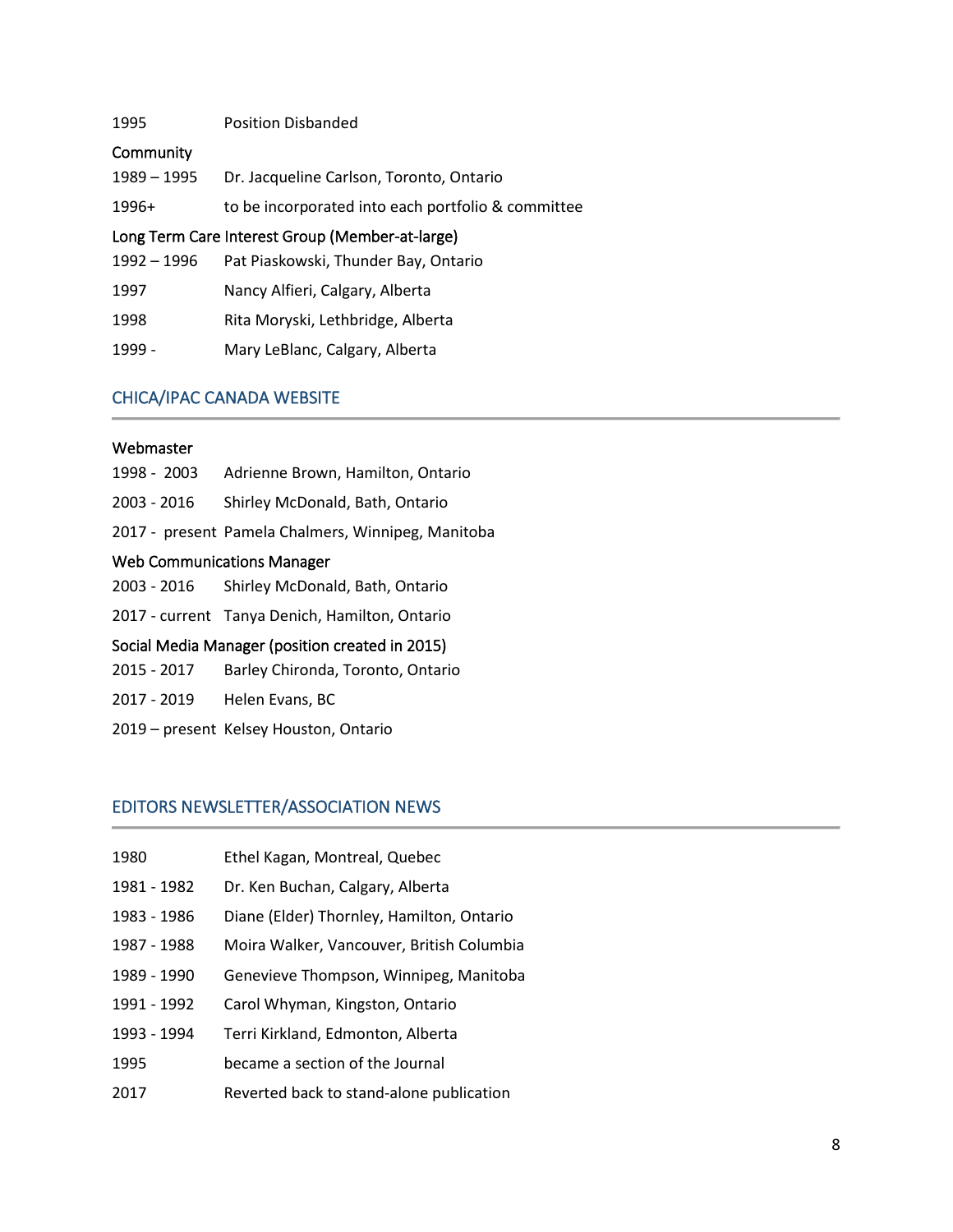1995 Position Disbanded

Community

1989 – 1995 Dr. Jacqueline Carlson, Toronto, Ontario

1996+ to be incorporated into each portfolio & committee

Long Term Care Interest Group (Member-at-large)

1992 – 1996 Pat Piaskowski, Thunder Bay, Ontario

1997 Nancy Alfieri, Calgary, Alberta

1998 Rita Moryski, Lethbridge, Alberta

1999 - Mary LeBlanc, Calgary, Alberta

## CHICA/IPAC CANADA WEBSITE

Webmaster

1998 - 2003 Adrienne Brown, Hamilton, Ontario

2003 - 2016 Shirley McDonald, Bath, Ontario

2017 - present Pamela Chalmers, Winnipeg, Manitoba

Web Communications Manager

2003 - 2016 Shirley McDonald, Bath, Ontario

2017 - current Tanya Denich, Hamilton, Ontario

Social Media Manager (position created in 2015)

2015 - 2017 Barley Chironda, Toronto, Ontario

2017 - 2019 Helen Evans, BC

2019 – present Kelsey Houston, Ontario

## EDITORS NEWSLETTER/ASSOCIATION NEWS

1980 Ethel Kagan, Montreal, Quebec

1981 - 1982 Dr. Ken Buchan, Calgary, Alberta

1983 - 1986 Diane (Elder) Thornley, Hamilton, Ontario

1987 - 1988 Moira Walker, Vancouver, British Columbia

1989 - 1990 Genevieve Thompson, Winnipeg, Manitoba

1991 - 1992 Carol Whyman, Kingston, Ontario

1993 - 1994 Terri Kirkland, Edmonton, Alberta

1995 became a section of the Journal

2017 Reverted back to stand-alone publication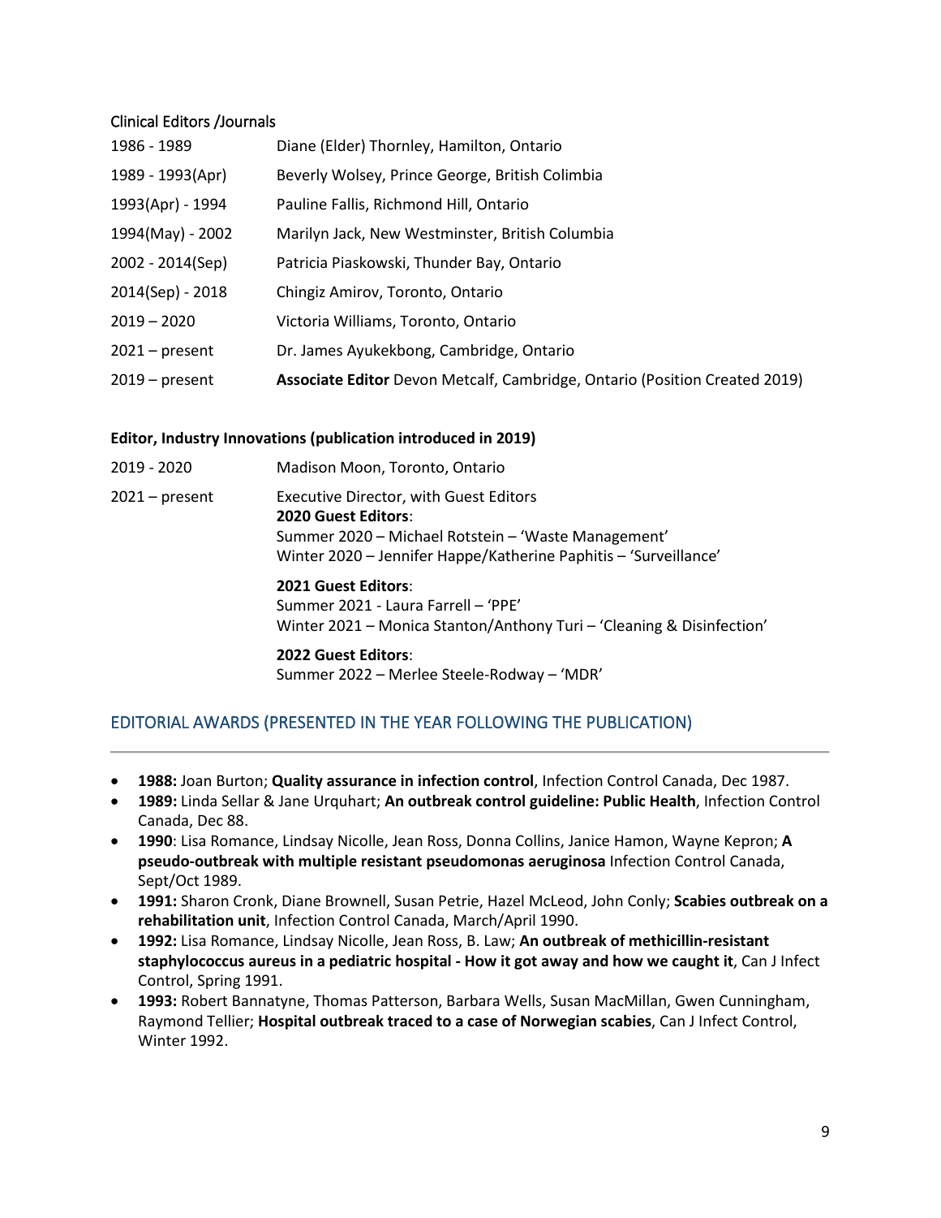### Clinical Editors /Journals

| | |
|---|---|
| 1986 - 1989 | Diane (Elder) Thornley, Hamilton, Ontario |
| 1989 - 1993(Apr) | Beverly Wolsey, Prince George, British Colimbia |
| 1993(Apr) - 1994 | Pauline Fallis, Richmond Hill, Ontario |
| 1994(May) - 2002 | Marilyn Jack, New Westminster, British Columbia |
| 2002 - 2014(Sep) | Patricia Piaskowski, Thunder Bay, Ontario |
| 2014(Sep) - 2018 | Chingiz Amirov, Toronto, Ontario |
| 2019 – 2020 | Victoria Williams, Toronto, Ontario |
| 2021 – present | Dr. James Ayukekbong, Cambridge, Ontario |
| 2019 – present | **Associate Editor** Devon Metcalf, Cambridge, Ontario (Position Created 2019) |

### Editor, Industry Innovations (publication introduced in 2019)

| | |
|---|---|
| 2019 - 2020 | Madison Moon, Toronto, Ontario |
| 2021 – present | Executive Director, with Guest Editors<br>**2020 Guest Editors**:<br>Summer 2020 – Michael Rotstein – 'Waste Management'<br>Winter 2020 – Jennifer Happe/Katherine Paphitis – 'Surveillance'<br><br>**2021 Guest Editors**:<br>Summer 2021 - Laura Farrell – 'PPE'<br>Winter 2021 – Monica Stanton/Anthony Turi – 'Cleaning & Disinfection'<br><br>**2022 Guest Editors**:<br>Summer 2022 – Merlee Steele-Rodway – 'MDR' |

## EDITORIAL AWARDS (PRESENTED IN THE YEAR FOLLOWING THE PUBLICATION)

- **1988:** Joan Burton; **Quality assurance in infection control**, Infection Control Canada, Dec 1987.
- **1989:** Linda Sellar & Jane Urquhart; **An outbreak control guideline: Public Health**, Infection Control Canada, Dec 88.
- **1990**: Lisa Romance, Lindsay Nicolle, Jean Ross, Donna Collins, Janice Hamon, Wayne Kepron; **A pseudo-outbreak with multiple resistant pseudomonas aeruginosa** Infection Control Canada, Sept/Oct 1989.
- **1991:** Sharon Cronk, Diane Brownell, Susan Petrie, Hazel McLeod, John Conly; **Scabies outbreak on a rehabilitation unit**, Infection Control Canada, March/April 1990.
- **1992:** Lisa Romance, Lindsay Nicolle, Jean Ross, B. Law; **An outbreak of methicillin-resistant staphylococcus aureus in a pediatric hospital - How it got away and how we caught it**, Can J Infect Control, Spring 1991.
- **1993:** Robert Bannatyne, Thomas Patterson, Barbara Wells, Susan MacMillan, Gwen Cunningham, Raymond Tellier; **Hospital outbreak traced to a case of Norwegian scabies**, Can J Infect Control, Winter 1992.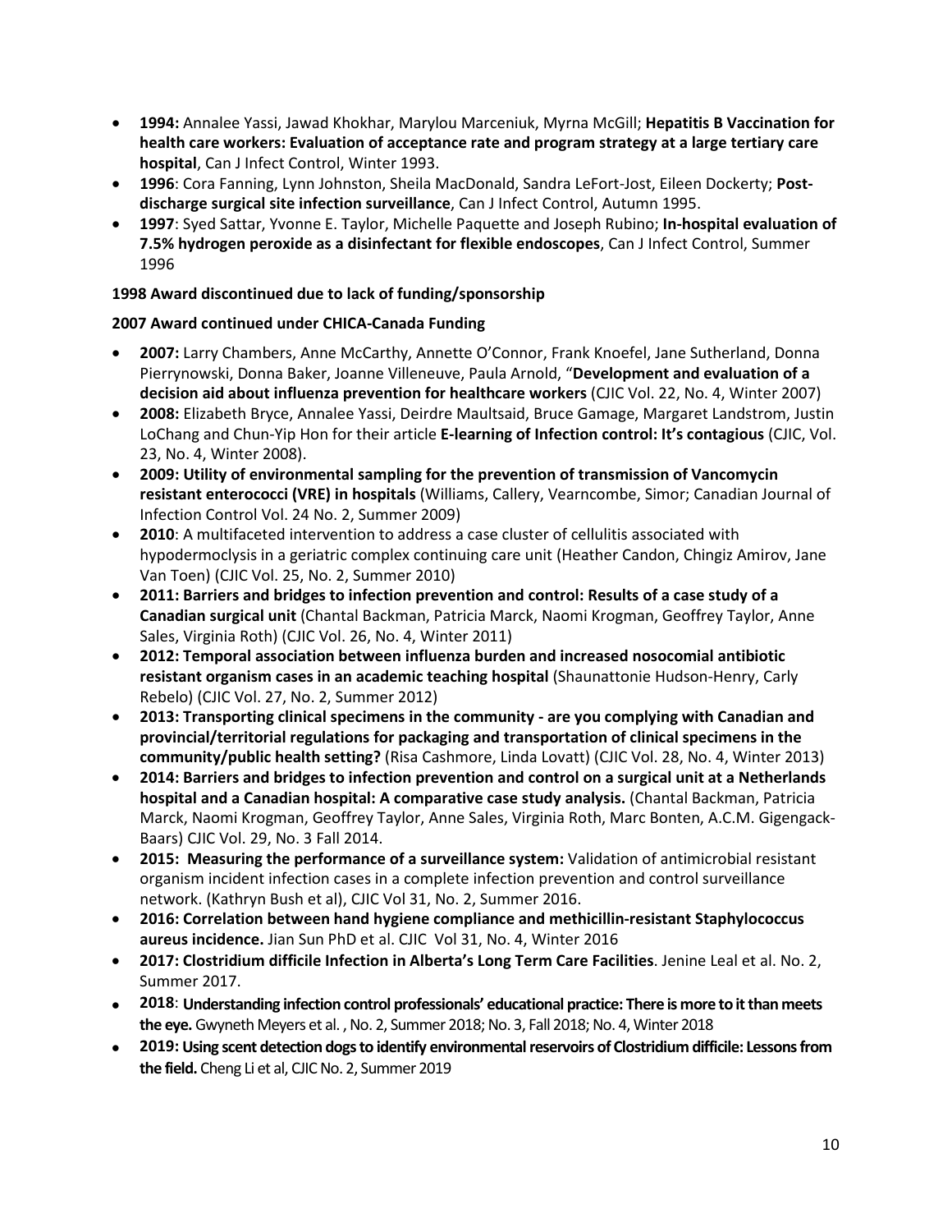- **1994:** Annalee Yassi, Jawad Khokhar, Marylou Marceniuk, Myrna McGill; **Hepatitis B Vaccination for health care workers: Evaluation of acceptance rate and program strategy at a large tertiary care hospital**, Can J Infect Control, Winter 1993.
- **1996**: Cora Fanning, Lynn Johnston, Sheila MacDonald, Sandra LeFort-Jost, Eileen Dockerty; **Post-discharge surgical site infection surveillance**, Can J Infect Control, Autumn 1995.
- **1997**: Syed Sattar, Yvonne E. Taylor, Michelle Paquette and Joseph Rubino; **In-hospital evaluation of 7.5% hydrogen peroxide as a disinfectant for flexible endoscopes**, Can J Infect Control, Summer 1996

**1998 Award discontinued due to lack of funding/sponsorship**

**2007 Award continued under CHICA-Canada Funding**

- **2007:** Larry Chambers, Anne McCarthy, Annette O'Connor, Frank Knoefel, Jane Sutherland, Donna Pierrynowski, Donna Baker, Joanne Villeneuve, Paula Arnold, "**Development and evaluation of a decision aid about influenza prevention for healthcare workers** (CJIC Vol. 22, No. 4, Winter 2007)
- **2008:** Elizabeth Bryce, Annalee Yassi, Deirdre Maultsaid, Bruce Gamage, Margaret Landstrom, Justin LoChang and Chun-Yip Hon for their article **E-learning of Infection control: It's contagious** (CJIC, Vol. 23, No. 4, Winter 2008).
- **2009: Utility of environmental sampling for the prevention of transmission of Vancomycin resistant enterococci (VRE) in hospitals** (Williams, Callery, Vearncombe, Simor; Canadian Journal of Infection Control Vol. 24 No. 2, Summer 2009)
- **2010**: A multifaceted intervention to address a case cluster of cellulitis associated with hypodermoclysis in a geriatric complex continuing care unit (Heather Candon, Chingiz Amirov, Jane Van Toen) (CJIC Vol. 25, No. 2, Summer 2010)
- **2011: Barriers and bridges to infection prevention and control: Results of a case study of a Canadian surgical unit** (Chantal Backman, Patricia Marck, Naomi Krogman, Geoffrey Taylor, Anne Sales, Virginia Roth) (CJIC Vol. 26, No. 4, Winter 2011)
- **2012: Temporal association between influenza burden and increased nosocomial antibiotic resistant organism cases in an academic teaching hospital** (Shaunattonie Hudson-Henry, Carly Rebelo) (CJIC Vol. 27, No. 2, Summer 2012)
- **2013: Transporting clinical specimens in the community - are you complying with Canadian and provincial/territorial regulations for packaging and transportation of clinical specimens in the community/public health setting?** (Risa Cashmore, Linda Lovatt) (CJIC Vol. 28, No. 4, Winter 2013)
- **2014: Barriers and bridges to infection prevention and control on a surgical unit at a Netherlands hospital and a Canadian hospital: A comparative case study analysis.** (Chantal Backman, Patricia Marck, Naomi Krogman, Geoffrey Taylor, Anne Sales, Virginia Roth, Marc Bonten, A.C.M. Gigengack-Baars) CJIC Vol. 29, No. 3 Fall 2014.
- **2015: Measuring the performance of a surveillance system:** Validation of antimicrobial resistant organism incident infection cases in a complete infection prevention and control surveillance network. (Kathryn Bush et al), CJIC Vol 31, No. 2, Summer 2016.
- **2016: Correlation between hand hygiene compliance and methicillin-resistant Staphylococcus aureus incidence.** Jian Sun PhD et al. CJIC Vol 31, No. 4, Winter 2016
- **2017: Clostridium difficile Infection in Alberta's Long Term Care Facilities**. Jenine Leal et al. No. 2, Summer 2017.
- **2018**: **Understanding infection control professionals' educational practice: There is more to it than meets the eye.** Gwyneth Meyers et al. , No. 2, Summer 2018; No. 3, Fall 2018; No. 4, Winter 2018
- **2019: Using scent detection dogs to identify environmental reservoirs of Clostridium difficile: Lessons from the field.** Cheng Li et al, CJIC No. 2, Summer 2019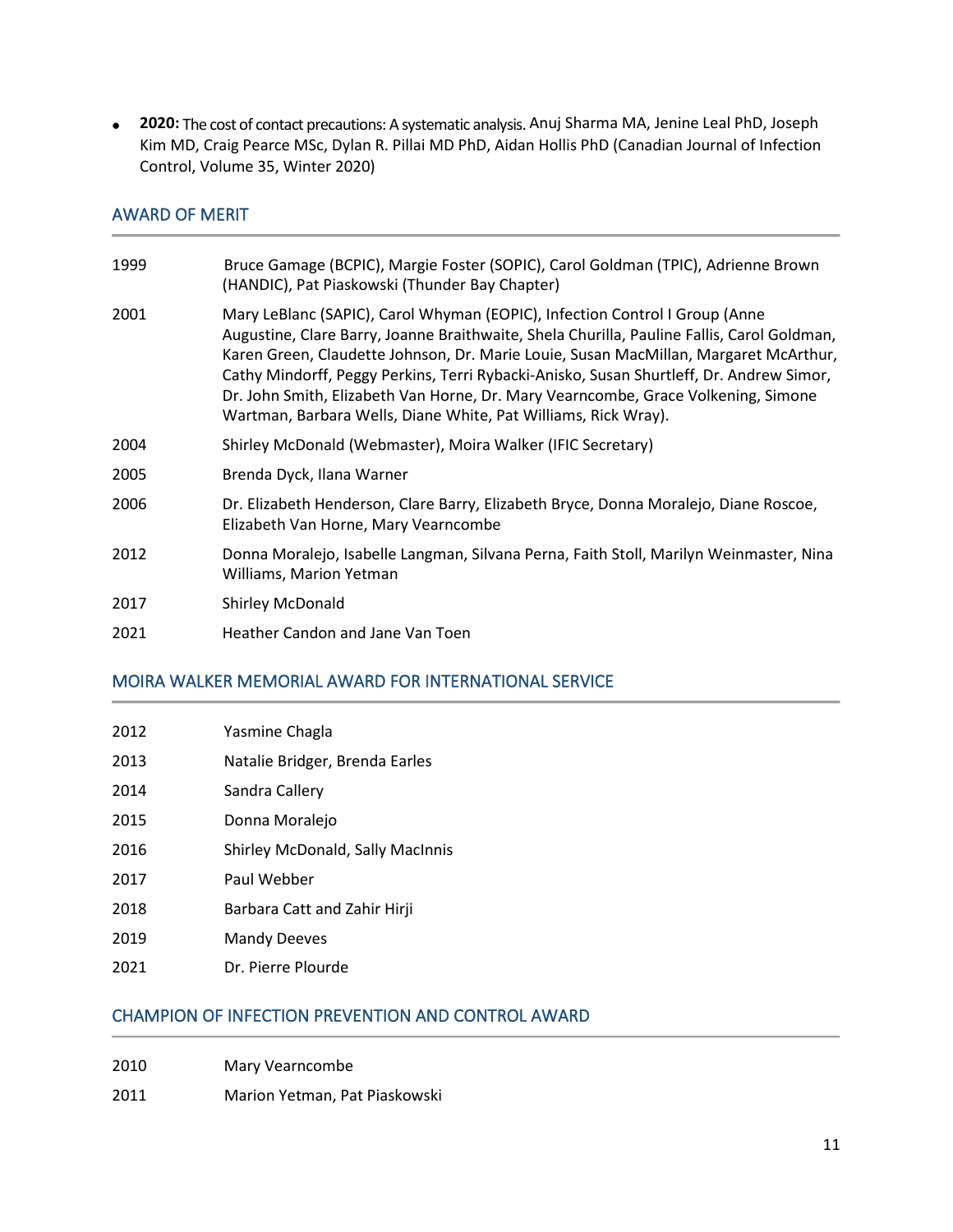- **2020:** The cost of contact precautions: A systematic analysis. Anuj Sharma MA, Jenine Leal PhD, Joseph Kim MD, Craig Pearce MSc, Dylan R. Pillai MD PhD, Aidan Hollis PhD (Canadian Journal of Infection Control, Volume 35, Winter 2020)

## AWARD OF MERIT

| | |
|---|---|
| 1999 | Bruce Gamage (BCPIC), Margie Foster (SOPIC), Carol Goldman (TPIC), Adrienne Brown (HANDIC), Pat Piaskowski (Thunder Bay Chapter) |
| 2001 | Mary LeBlanc (SAPIC), Carol Whyman (EOPIC), Infection Control I Group (Anne Augustine, Clare Barry, Joanne Braithwaite, Shela Churilla, Pauline Fallis, Carol Goldman, Karen Green, Claudette Johnson, Dr. Marie Louie, Susan MacMillan, Margaret McArthur, Cathy Mindorff, Peggy Perkins, Terri Rybacki-Anisko, Susan Shurtleff, Dr. Andrew Simor, Dr. John Smith, Elizabeth Van Horne, Dr. Mary Vearncombe, Grace Volkening, Simone Wartman, Barbara Wells, Diane White, Pat Williams, Rick Wray). |
| 2004 | Shirley McDonald (Webmaster), Moira Walker (IFIC Secretary) |
| 2005 | Brenda Dyck, Ilana Warner |
| 2006 | Dr. Elizabeth Henderson, Clare Barry, Elizabeth Bryce, Donna Moralejo, Diane Roscoe, Elizabeth Van Horne, Mary Vearncombe |
| 2012 | Donna Moralejo, Isabelle Langman, Silvana Perna, Faith Stoll, Marilyn Weinmaster, Nina Williams, Marion Yetman |
| 2017 | Shirley McDonald |
| 2021 | Heather Candon and Jane Van Toen |

## MOIRA WALKER MEMORIAL AWARD FOR INTERNATIONAL SERVICE

| | |
|---|---|
| 2012 | Yasmine Chagla |
| 2013 | Natalie Bridger, Brenda Earles |
| 2014 | Sandra Callery |
| 2015 | Donna Moralejo |
| 2016 | Shirley McDonald, Sally MacInnis |
| 2017 | Paul Webber |
| 2018 | Barbara Catt and Zahir Hirji |
| 2019 | Mandy Deeves |
| 2021 | Dr. Pierre Plourde |

## CHAMPION OF INFECTION PREVENTION AND CONTROL AWARD

| | |
|---|---|
| 2010 | Mary Vearncombe |
| 2011 | Marion Yetman, Pat Piaskowski |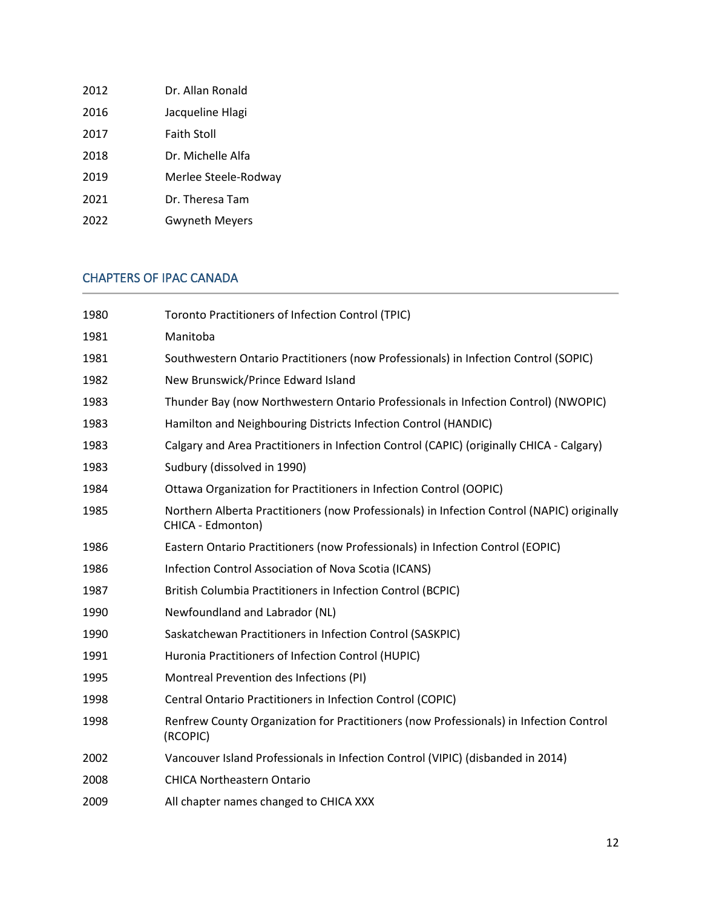| | |
|---|---|
| 2012 | Dr. Allan Ronald |
| 2016 | Jacqueline Hlagi |
| 2017 | Faith Stoll |
| 2018 | Dr. Michelle Alfa |
| 2019 | Merlee Steele-Rodway |
| 2021 | Dr. Theresa Tam |
| 2022 | Gwyneth Meyers |

## CHAPTERS OF IPAC CANADA

| | |
|---|---|
| 1980 | Toronto Practitioners of Infection Control (TPIC) |
| 1981 | Manitoba |
| 1981 | Southwestern Ontario Practitioners (now Professionals) in Infection Control (SOPIC) |
| 1982 | New Brunswick/Prince Edward Island |
| 1983 | Thunder Bay (now Northwestern Ontario Professionals in Infection Control) (NWOPIC) |
| 1983 | Hamilton and Neighbouring Districts Infection Control (HANDIC) |
| 1983 | Calgary and Area Practitioners in Infection Control (CAPIC) (originally CHICA - Calgary) |
| 1983 | Sudbury (dissolved in 1990) |
| 1984 | Ottawa Organization for Practitioners in Infection Control (OOPIC) |
| 1985 | Northern Alberta Practitioners (now Professionals) in Infection Control (NAPIC) originally CHICA - Edmonton) |
| 1986 | Eastern Ontario Practitioners (now Professionals) in Infection Control (EOPIC) |
| 1986 | Infection Control Association of Nova Scotia (ICANS) |
| 1987 | British Columbia Practitioners in Infection Control (BCPIC) |
| 1990 | Newfoundland and Labrador (NL) |
| 1990 | Saskatchewan Practitioners in Infection Control (SASKPIC) |
| 1991 | Huronia Practitioners of Infection Control (HUPIC) |
| 1995 | Montreal Prevention des Infections (PI) |
| 1998 | Central Ontario Practitioners in Infection Control (COPIC) |
| 1998 | Renfrew County Organization for Practitioners (now Professionals) in Infection Control (RCOPIC) |
| 2002 | Vancouver Island Professionals in Infection Control (VIPIC) (disbanded in 2014) |
| 2008 | CHICA Northeastern Ontario |
| 2009 | All chapter names changed to CHICA XXX |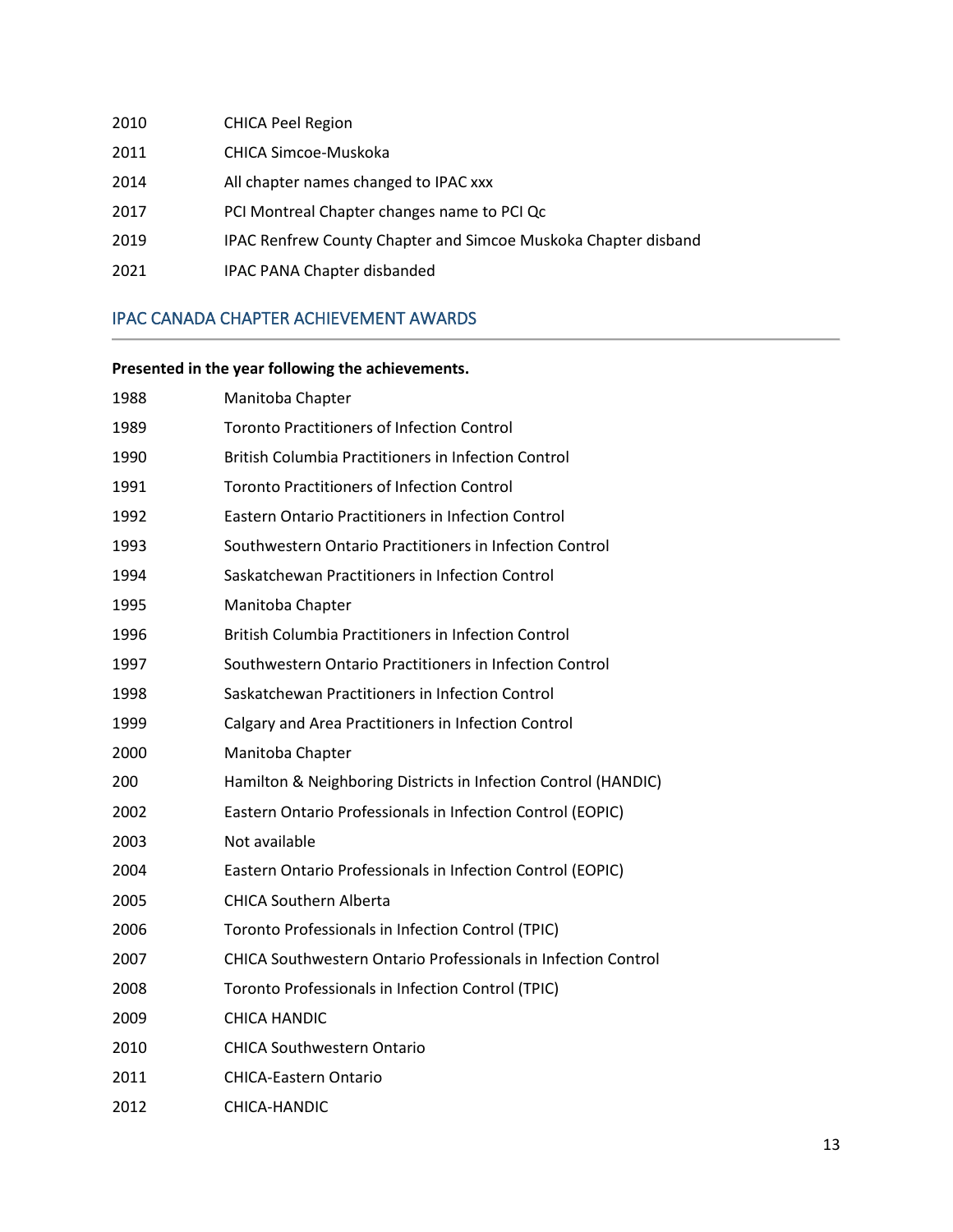| | |
|---|---|
| 2010 | CHICA Peel Region |
| 2011 | CHICA Simcoe-Muskoka |
| 2014 | All chapter names changed to IPAC xxx |
| 2017 | PCI Montreal Chapter changes name to PCI Qc |
| 2019 | IPAC Renfrew County Chapter and Simcoe Muskoka Chapter disband |
| 2021 | IPAC PANA Chapter disbanded |

## IPAC CANADA CHAPTER ACHIEVEMENT AWARDS

**Presented in the year following the achievements.**

| | |
|---|---|
| 1988 | Manitoba Chapter |
| 1989 | Toronto Practitioners of Infection Control |
| 1990 | British Columbia Practitioners in Infection Control |
| 1991 | Toronto Practitioners of Infection Control |
| 1992 | Eastern Ontario Practitioners in Infection Control |
| 1993 | Southwestern Ontario Practitioners in Infection Control |
| 1994 | Saskatchewan Practitioners in Infection Control |
| 1995 | Manitoba Chapter |
| 1996 | British Columbia Practitioners in Infection Control |
| 1997 | Southwestern Ontario Practitioners in Infection Control |
| 1998 | Saskatchewan Practitioners in Infection Control |
| 1999 | Calgary and Area Practitioners in Infection Control |
| 2000 | Manitoba Chapter |
| 200 | Hamilton & Neighboring Districts in Infection Control (HANDIC) |
| 2002 | Eastern Ontario Professionals in Infection Control (EOPIC) |
| 2003 | Not available |
| 2004 | Eastern Ontario Professionals in Infection Control (EOPIC) |
| 2005 | CHICA Southern Alberta |
| 2006 | Toronto Professionals in Infection Control (TPIC) |
| 2007 | CHICA Southwestern Ontario Professionals in Infection Control |
| 2008 | Toronto Professionals in Infection Control (TPIC) |
| 2009 | CHICA HANDIC |
| 2010 | CHICA Southwestern Ontario |
| 2011 | CHICA-Eastern Ontario |
| 2012 | CHICA-HANDIC |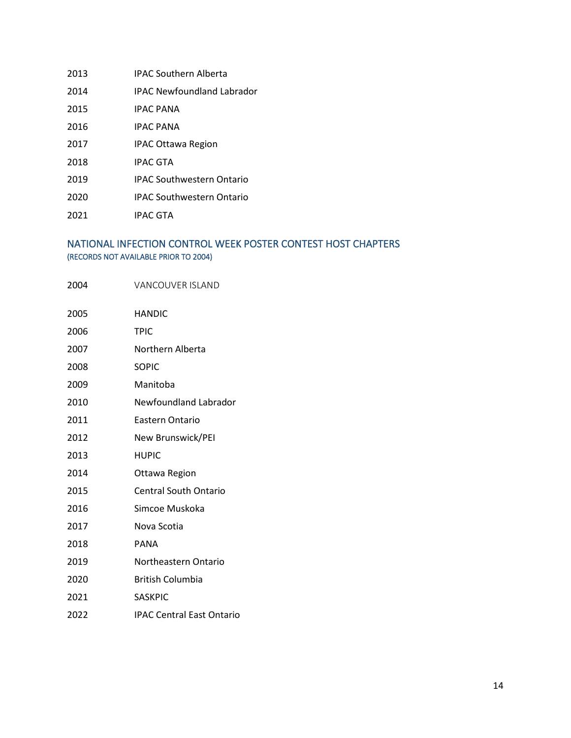2013 IPAC Southern Alberta

2014 IPAC Newfoundland Labrador

2015 IPAC PANA

2016 IPAC PANA

2017 IPAC Ottawa Region

2018 IPAC GTA

2019 IPAC Southwestern Ontario

2020 IPAC Southwestern Ontario

2021 IPAC GTA

## NATIONAL INFECTION CONTROL WEEK POSTER CONTEST HOST CHAPTERS

(RECORDS NOT AVAILABLE PRIOR TO 2004)

2004 VANCOUVER ISLAND

2005 HANDIC

2006 TPIC

2007 Northern Alberta

2008 SOPIC

2009 Manitoba

2010 Newfoundland Labrador

2011 Eastern Ontario

2012 New Brunswick/PEI

2013 HUPIC

2014 Ottawa Region

2015 Central South Ontario

2016 Simcoe Muskoka

2017 Nova Scotia

2018 PANA

2019 Northeastern Ontario

2020 British Columbia

2021 SASKPIC

2022 IPAC Central East Ontario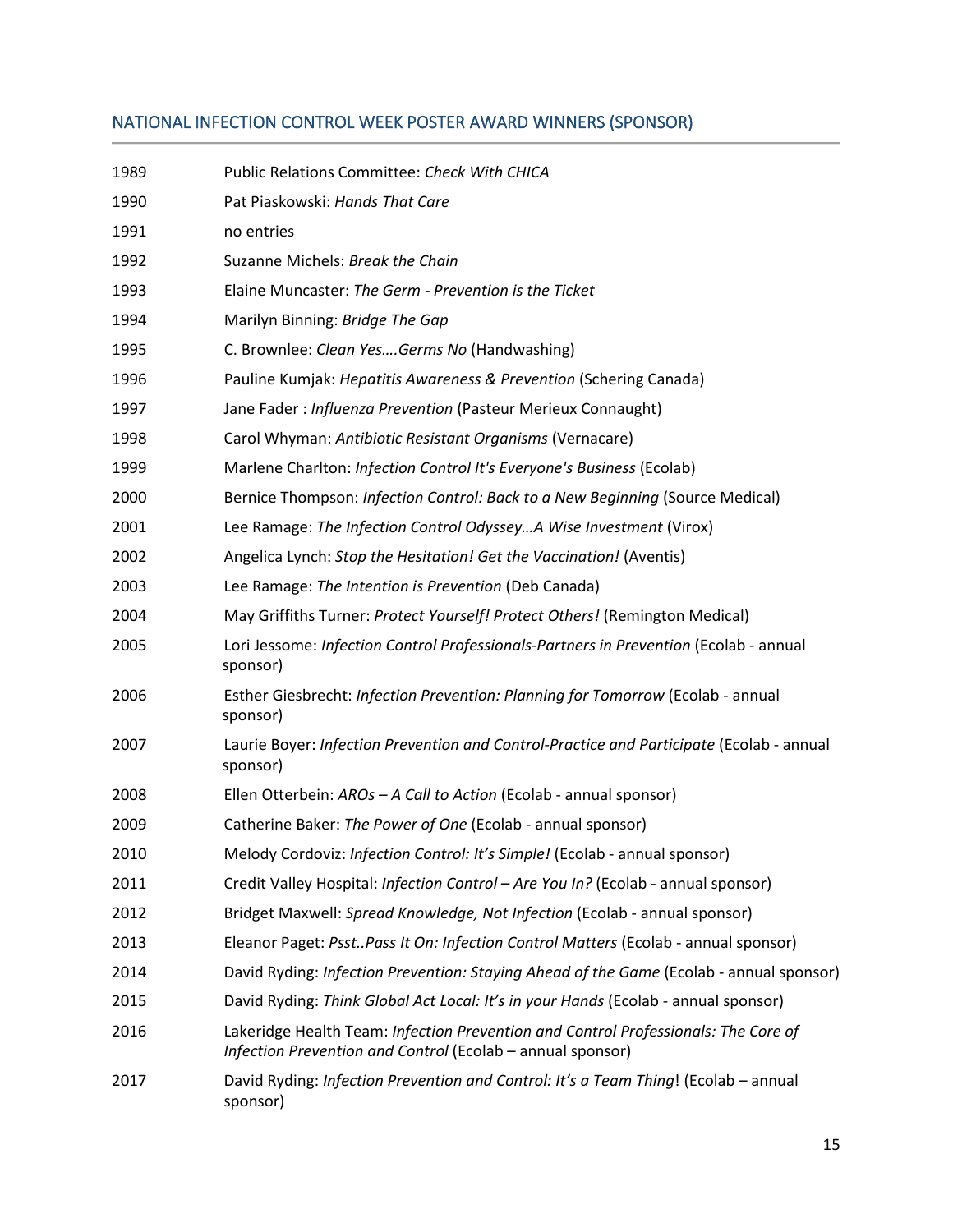## NATIONAL INFECTION CONTROL WEEK POSTER AWARD WINNERS (SPONSOR)

| | |
|---|---|
| 1989 | Public Relations Committee: *Check With CHICA* |
| 1990 | Pat Piaskowski: *Hands That Care* |
| 1991 | no entries |
| 1992 | Suzanne Michels: *Break the Chain* |
| 1993 | Elaine Muncaster: *The Germ - Prevention is the Ticket* |
| 1994 | Marilyn Binning: *Bridge The Gap* |
| 1995 | C. Brownlee: *Clean Yes….Germs No* (Handwashing) |
| 1996 | Pauline Kumjak: *Hepatitis Awareness & Prevention* (Schering Canada) |
| 1997 | Jane Fader : *Influenza Prevention* (Pasteur Merieux Connaught) |
| 1998 | Carol Whyman: *Antibiotic Resistant Organisms* (Vernacare) |
| 1999 | Marlene Charlton: *Infection Control It's Everyone's Business* (Ecolab) |
| 2000 | Bernice Thompson: *Infection Control: Back to a New Beginning* (Source Medical) |
| 2001 | Lee Ramage: *The Infection Control Odyssey…A Wise Investment* (Virox) |
| 2002 | Angelica Lynch: *Stop the Hesitation! Get the Vaccination!* (Aventis) |
| 2003 | Lee Ramage: *The Intention is Prevention* (Deb Canada) |
| 2004 | May Griffiths Turner: *Protect Yourself! Protect Others!* (Remington Medical) |
| 2005 | Lori Jessome: *Infection Control Professionals-Partners in Prevention* (Ecolab - annual sponsor) |
| 2006 | Esther Giesbrecht: *Infection Prevention: Planning for Tomorrow* (Ecolab - annual sponsor) |
| 2007 | Laurie Boyer: *Infection Prevention and Control-Practice and Participate* (Ecolab - annual sponsor) |
| 2008 | Ellen Otterbein: *AROs – A Call to Action* (Ecolab - annual sponsor) |
| 2009 | Catherine Baker: *The Power of One* (Ecolab - annual sponsor) |
| 2010 | Melody Cordoviz: *Infection Control: It's Simple!* (Ecolab - annual sponsor) |
| 2011 | Credit Valley Hospital: *Infection Control – Are You In?* (Ecolab - annual sponsor) |
| 2012 | Bridget Maxwell: *Spread Knowledge, Not Infection* (Ecolab - annual sponsor) |
| 2013 | Eleanor Paget: *Psst..Pass It On: Infection Control Matters* (Ecolab - annual sponsor) |
| 2014 | David Ryding: *Infection Prevention: Staying Ahead of the Game* (Ecolab - annual sponsor) |
| 2015 | David Ryding: *Think Global Act Local: It's in your Hands* (Ecolab - annual sponsor) |
| 2016 | Lakeridge Health Team: *Infection Prevention and Control Professionals: The Core of Infection Prevention and Control* (Ecolab – annual sponsor) |
| 2017 | David Ryding: *Infection Prevention and Control: It's a Team Thing*! (Ecolab – annual sponsor) |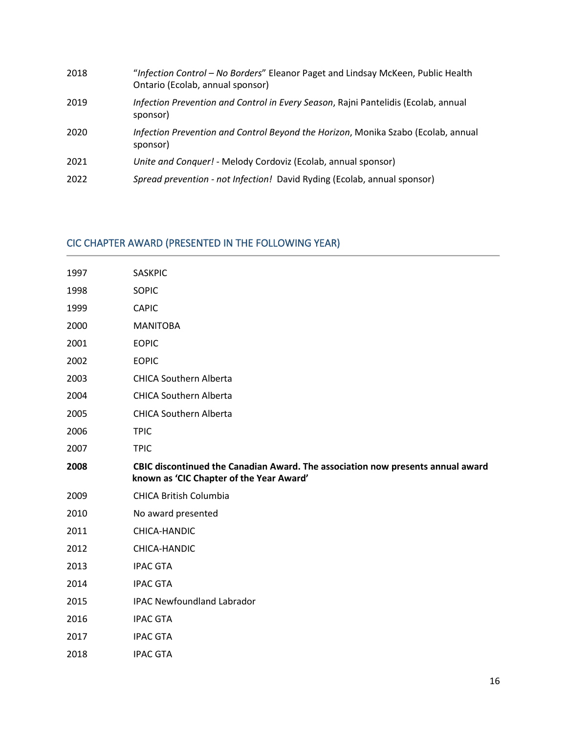2018 “*Infection Control – No Borders*” Eleanor Paget and Lindsay McKeen, Public Health Ontario (Ecolab, annual sponsor)

2019 *Infection Prevention and Control in Every Season*, Rajni Pantelidis (Ecolab, annual sponsor)

2020 *Infection Prevention and Control Beyond the Horizon*, Monika Szabo (Ecolab, annual sponsor)

2021 *Unite and Conquer!* - Melody Cordoviz (Ecolab, annual sponsor)

2022 *Spread prevention - not Infection!* David Ryding (Ecolab, annual sponsor)

## CIC CHAPTER AWARD (PRESENTED IN THE FOLLOWING YEAR)

1997 SASKPIC

1998 SOPIC

1999 CAPIC

2000 MANITOBA

2001 EOPIC

2002 EOPIC

2003 CHICA Southern Alberta

2004 CHICA Southern Alberta

2005 CHICA Southern Alberta

2006 TPIC

2007 TPIC

**2008 CBIC discontinued the Canadian Award. The association now presents annual award known as ‘CIC Chapter of the Year Award’**

2009 CHICA British Columbia

2010 No award presented

2011 CHICA-HANDIC

2012 CHICA-HANDIC

2013 IPAC GTA

2014 IPAC GTA

2015 IPAC Newfoundland Labrador

2016 IPAC GTA

2017 IPAC GTA

2018 IPAC GTA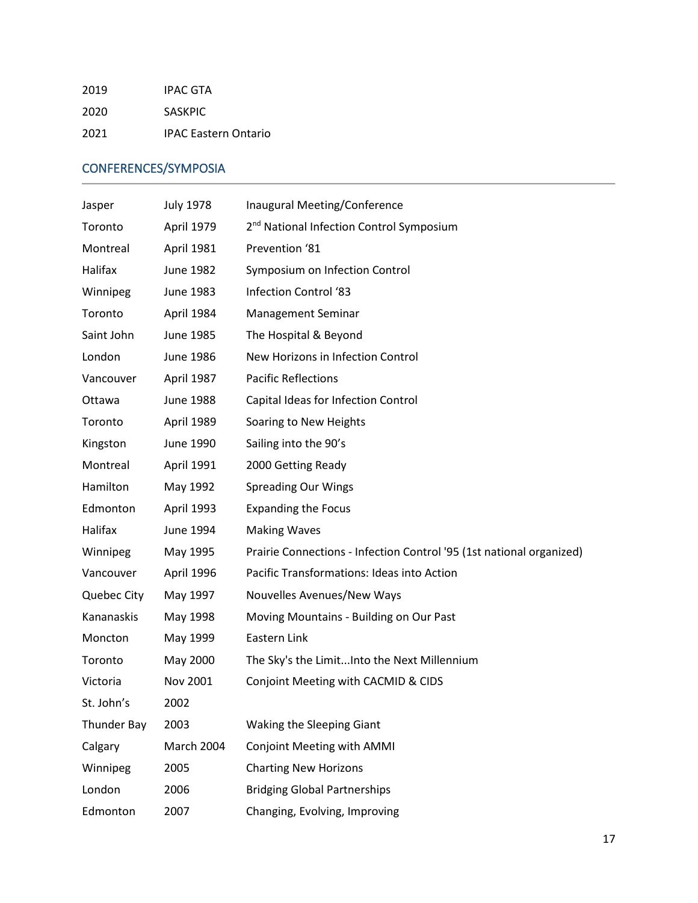| | |
|---|---|
| 2019 | IPAC GTA |
| 2020 | SASKPIC |
| 2021 | IPAC Eastern Ontario |

## CONFERENCES/SYMPOSIA

| | | |
|---|---|---|
| Jasper | July 1978 | Inaugural Meeting/Conference |
| Toronto | April 1979 | 2nd National Infection Control Symposium |
| Montreal | April 1981 | Prevention ‘81 |
| Halifax | June 1982 | Symposium on Infection Control |
| Winnipeg | June 1983 | Infection Control ‘83 |
| Toronto | April 1984 | Management Seminar |
| Saint John | June 1985 | The Hospital & Beyond |
| London | June 1986 | New Horizons in Infection Control |
| Vancouver | April 1987 | Pacific Reflections |
| Ottawa | June 1988 | Capital Ideas for Infection Control |
| Toronto | April 1989 | Soaring to New Heights |
| Kingston | June 1990 | Sailing into the 90’s |
| Montreal | April 1991 | 2000 Getting Ready |
| Hamilton | May 1992 | Spreading Our Wings |
| Edmonton | April 1993 | Expanding the Focus |
| Halifax | June 1994 | Making Waves |
| Winnipeg | May 1995 | Prairie Connections - Infection Control '95 (1st national organized) |
| Vancouver | April 1996 | Pacific Transformations: Ideas into Action |
| Quebec City | May 1997 | Nouvelles Avenues/New Ways |
| Kananaskis | May 1998 | Moving Mountains - Building on Our Past |
| Moncton | May 1999 | Eastern Link |
| Toronto | May 2000 | The Sky's the Limit...Into the Next Millennium |
| Victoria | Nov 2001 | Conjoint Meeting with CACMID & CIDS |
| St. John’s | 2002 | |
| Thunder Bay | 2003 | Waking the Sleeping Giant |
| Calgary | March 2004 | Conjoint Meeting with AMMI |
| Winnipeg | 2005 | Charting New Horizons |
| London | 2006 | Bridging Global Partnerships |
| Edmonton | 2007 | Changing, Evolving, Improving |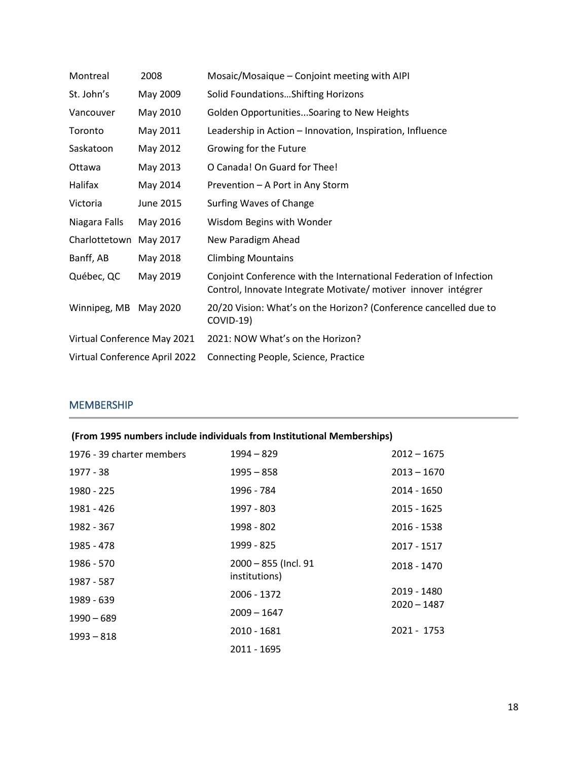| | | |
|---|---|---|
| Montreal | 2008 | Mosaic/Mosaique – Conjoint meeting with AIPI |
| St. John's | May 2009 | Solid Foundations…Shifting Horizons |
| Vancouver | May 2010 | Golden Opportunities...Soaring to New Heights |
| Toronto | May 2011 | Leadership in Action – Innovation, Inspiration, Influence |
| Saskatoon | May 2012 | Growing for the Future |
| Ottawa | May 2013 | O Canada! On Guard for Thee! |
| Halifax | May 2014 | Prevention – A Port in Any Storm |
| Victoria | June 2015 | Surfing Waves of Change |
| Niagara Falls | May 2016 | Wisdom Begins with Wonder |
| Charlottetown | May 2017 | New Paradigm Ahead |
| Banff, AB | May 2018 | Climbing Mountains |
| Québec, QC | May 2019 | Conjoint Conference with the International Federation of Infection Control, Innovate Integrate Motivate/ motiver innover intégrer |
| Winnipeg, MB | May 2020 | 20/20 Vision: What's on the Horizon? (Conference cancelled due to COVID-19) |
| Virtual Conference | May 2021 | 2021: NOW What's on the Horizon? |
| Virtual Conference | April 2022 | Connecting People, Science, Practice |

## MEMBERSHIP

**(From 1995 numbers include individuals from Institutional Memberships)**

1976 - 39 charter members
1977 - 38
1980 - 225
1981 - 426
1982 - 367
1985 - 478
1986 - 570
1987 - 587
1989 - 639
1990 – 689
1993 – 818
1994 – 829
1995 – 858
1996 - 784
1997 - 803
1998 - 802
1999 - 825
2000 – 855 (Incl. 91 institutions)
2006 - 1372
2009 – 1647
2010 - 1681
2011 - 1695
2012 – 1675
2013 – 1670
2014 - 1650
2015 - 1625
2016 - 1538
2017 - 1517
2018 - 1470
2019 - 1480
2020 – 1487
2021 - 1753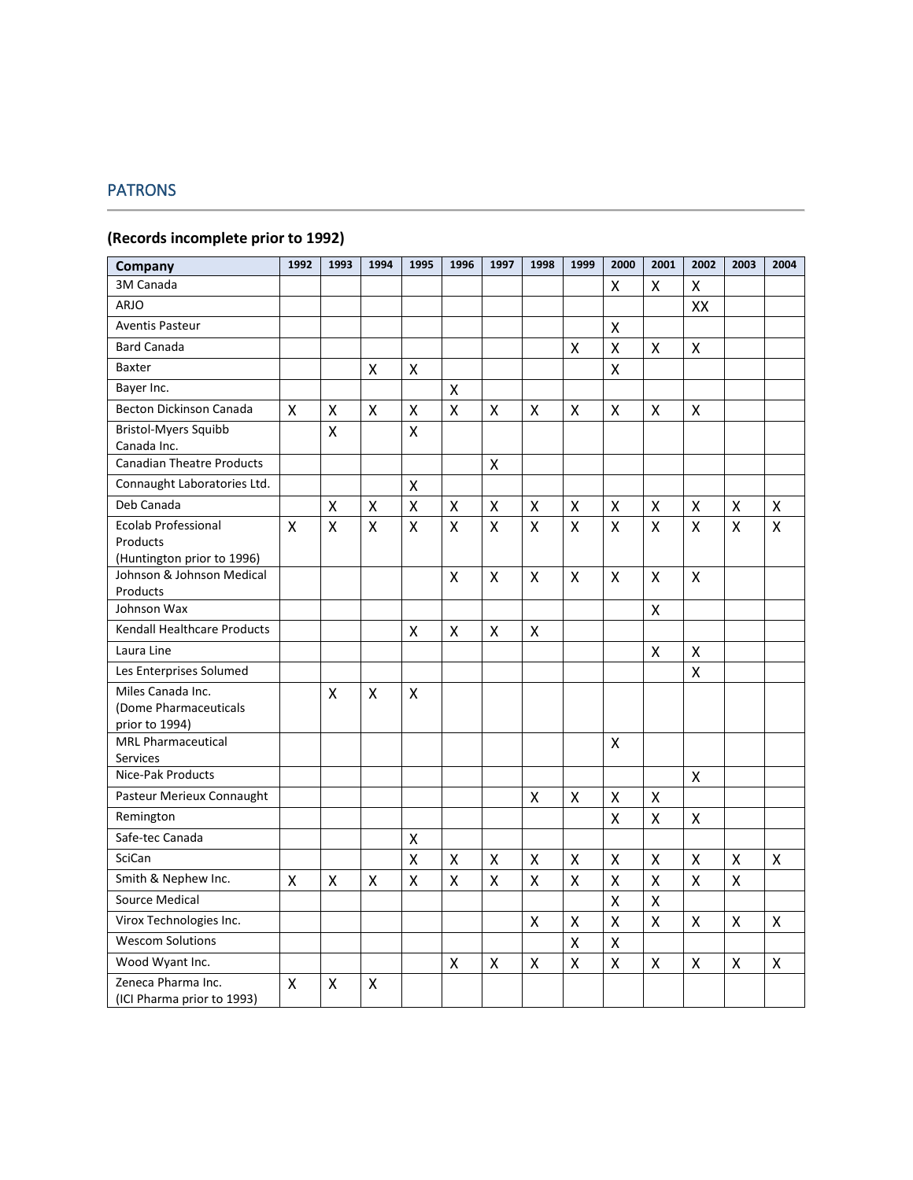## PATRONS

**(Records incomplete prior to 1992)**

| Company | 1992 | 1993 | 1994 | 1995 | 1996 | 1997 | 1998 | 1999 | 2000 | 2001 | 2002 | 2003 | 2004 |
|---|---|---|---|---|---|---|---|---|---|---|---|---|---|
| 3M Canada | | | | | | | | | X | X | X | | |
| ARJO | | | | | | | | | | | XX | | |
| Aventis Pasteur | | | | | | | | | X | | | | |
| Bard Canada | | | | | | | | X | X | X | X | | |
| Baxter | | | X | X | | | | | X | | | | |
| Bayer Inc. | | | | | X | | | | | | | | |
| Becton Dickinson Canada | X | X | X | X | X | X | X | X | X | X | X | | |
| Bristol-Myers Squibb Canada Inc. | | X | | X | | | | | | | | | |
| Canadian Theatre Products | | | | | | X | | | | | | | |
| Connaught Laboratories Ltd. | | | | X | | | | | | | | | |
| Deb Canada | | X | X | X | X | X | X | X | X | X | X | X | X |
| Ecolab Professional Products (Huntington prior to 1996) | X | X | X | X | X | X | X | X | X | X | X | X | X |
| Johnson & Johnson Medical Products | | | | | X | X | X | X | X | X | X | | |
| Johnson Wax | | | | | | | | | | X | | | |
| Kendall Healthcare Products | | | | X | X | X | X | | | | | | |
| Laura Line | | | | | | | | | | X | X | | |
| Les Enterprises Solumed | | | | | | | | | | | X | | |
| Miles Canada Inc. (Dome Pharmaceuticals prior to 1994) | | X | X | X | | | | | | | | | |
| MRL Pharmaceutical Services | | | | | | | | | X | | | | |
| Nice-Pak Products | | | | | | | | | | | X | | |
| Pasteur Merieux Connaught | | | | | | | X | X | X | X | | | |
| Remington | | | | | | | | | X | X | X | | |
| Safe-tec Canada | | | | X | | | | | | | | | |
| SciCan | | | | X | X | X | X | X | X | X | X | X | X |
| Smith & Nephew Inc. | X | X | X | X | X | X | X | X | X | X | X | X | |
| Source Medical | | | | | | | | | X | X | | | |
| Virox Technologies Inc. | | | | | | | X | X | X | X | X | X | X |
| Wescom Solutions | | | | | | | | X | X | | | | |
| Wood Wyant Inc. | | | | | X | X | X | X | X | X | X | X | X |
| Zeneca Pharma Inc. (ICI Pharma prior to 1993) | X | X | X | | | | | | | | | | |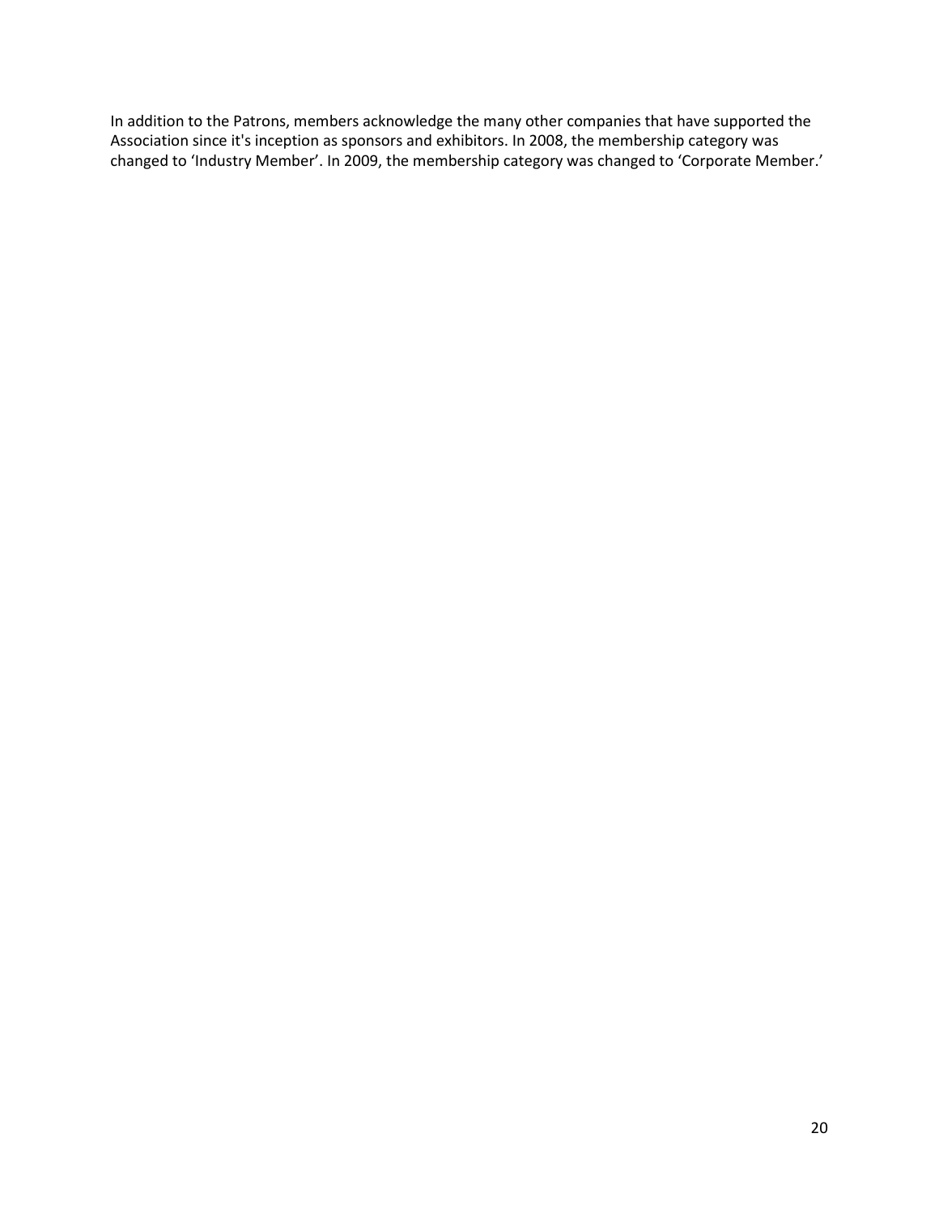In addition to the Patrons, members acknowledge the many other companies that have supported the Association since it's inception as sponsors and exhibitors. In 2008, the membership category was changed to 'Industry Member'. In 2009, the membership category was changed to 'Corporate Member.'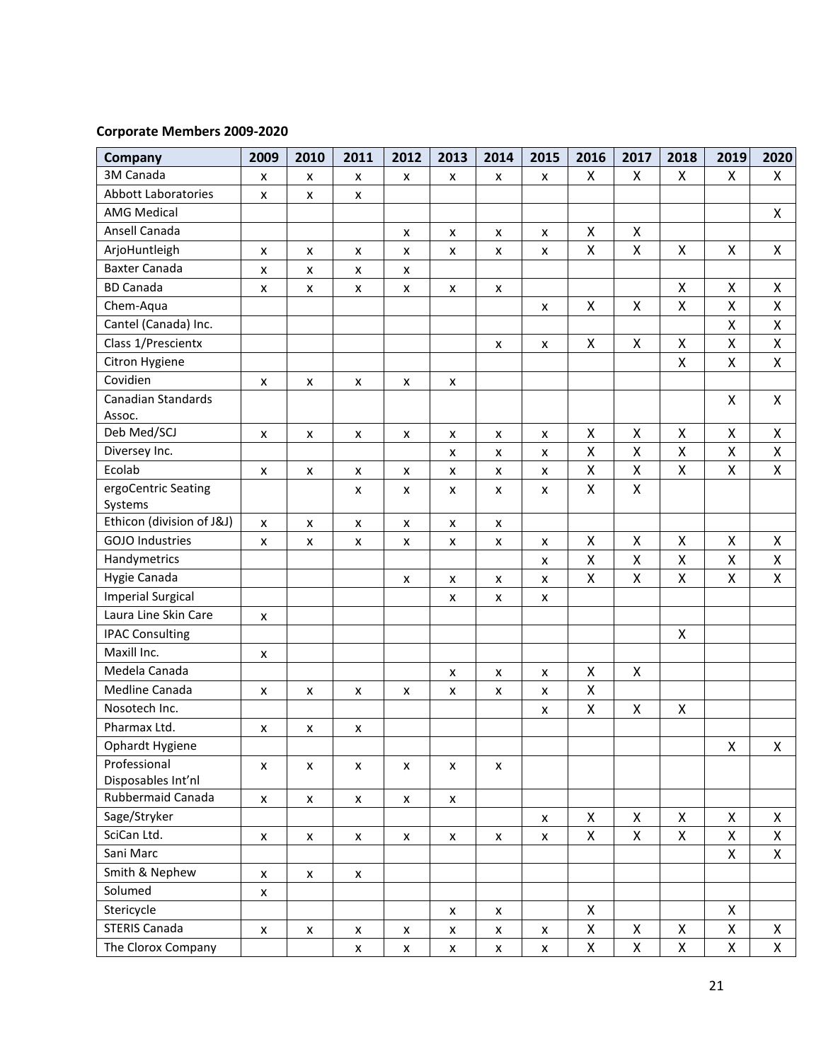**Corporate Members 2009-2020**

| Company | 2009 | 2010 | 2011 | 2012 | 2013 | 2014 | 2015 | 2016 | 2017 | 2018 | 2019 | 2020 |
|---|---|---|---|---|---|---|---|---|---|---|---|---|
| 3M Canada | x | x | x | x | x | x | x | X | X | X | X | X |
| Abbott Laboratories | x | x | x | | | | | | | | | |
| AMG Medical | | | | | | | | | | | | X |
| Ansell Canada | | | | x | x | x | x | X | X | | | |
| ArjoHuntleigh | x | x | x | x | x | x | x | X | X | X | X | X |
| Baxter Canada | x | x | x | x | | | | | | | | |
| BD Canada | x | x | x | x | x | x | | | | X | X | X |
| Chem-Aqua | | | | | | | x | X | X | X | X | X |
| Cantel (Canada) Inc. | | | | | | | | | | | X | X |
| Class 1/Prescientx | | | | | | x | x | X | X | X | X | X |
| Citron Hygiene | | | | | | | | | | X | X | X |
| Covidien | x | x | x | x | x | | | | | | | |
| Canadian Standards Assoc. | | | | | | | | | | | X | X |
| Deb Med/SCJ | x | x | x | x | x | x | x | X | X | X | X | X |
| Diversey Inc. | | | | | x | x | x | X | X | X | X | X |
| Ecolab | x | x | x | x | x | x | x | X | X | X | X | X |
| ergoCentric Seating Systems | | | x | x | x | x | x | X | X | | | |
| Ethicon (division of J&J) | x | x | x | x | x | x | | | | | | |
| GOJO Industries | x | x | x | x | x | x | x | X | X | X | X | X |
| Handymetrics | | | | | | | x | X | X | X | X | X |
| Hygie Canada | | | | x | x | x | x | X | X | X | X | X |
| Imperial Surgical | | | | | x | x | x | | | | | |
| Laura Line Skin Care | x | | | | | | | | | | | |
| IPAC Consulting | | | | | | | | | | X | | |
| Maxill Inc. | x | | | | | | | | | | | |
| Medela Canada | | | | | x | x | x | X | X | | | |
| Medline Canada | x | x | x | x | x | x | x | X | | | | |
| Nosotech Inc. | | | | | | | x | X | X | X | | |
| Pharmax Ltd. | x | x | x | | | | | | | | | |
| Ophardt Hygiene | | | | | | | | | | | X | X |
| Professional Disposables Int'nl | x | x | x | x | x | x | | | | | | |
| Rubbermaid Canada | x | x | x | x | x | | | | | | | |
| Sage/Stryker | | | | | | | x | X | X | X | X | X |
| SciCan Ltd. | x | x | x | x | x | x | x | X | X | X | X | X |
| Sani Marc | | | | | | | | | | | X | X |
| Smith & Nephew | x | x | x | | | | | | | | | |
| Solumed | x | | | | | | | | | | | |
| Stericycle | | | | | x | x | | X | | | X | |
| STERIS Canada | x | x | x | x | x | x | x | X | X | X | X | X |
| The Clorox Company | | | x | x | x | x | x | X | X | X | X | X |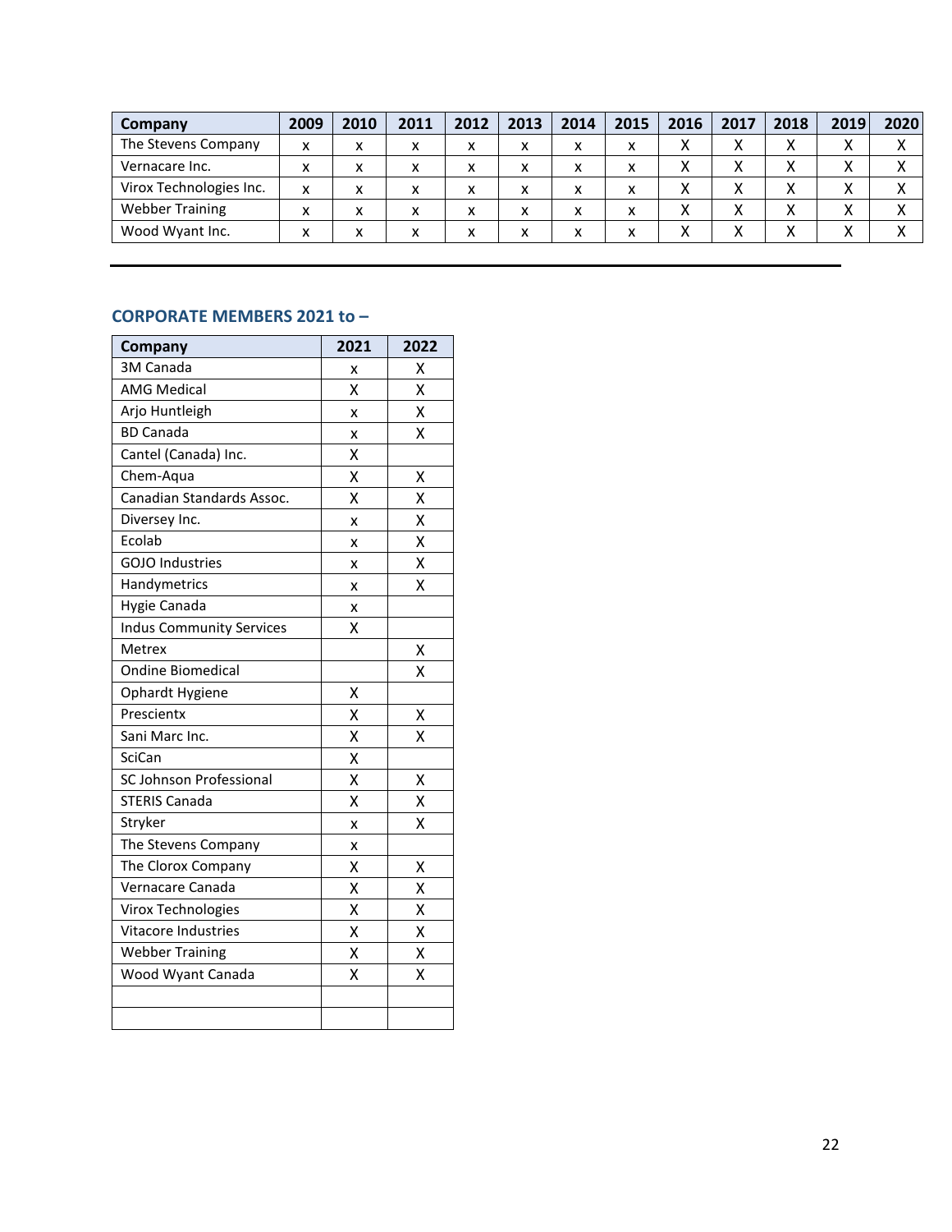| Company | 2009 | 2010 | 2011 | 2012 | 2013 | 2014 | 2015 | 2016 | 2017 | 2018 | 2019 | 2020 |
|---|---|---|---|---|---|---|---|---|---|---|---|---|
| The Stevens Company | x | x | x | x | x | x | x | X | X | X | X | X |
| Vernacare Inc. | x | x | x | x | x | x | x | X | X | X | X | X |
| Virox Technologies Inc. | x | x | x | x | x | x | x | X | X | X | X | X |
| Webber Training | x | x | x | x | x | x | x | X | X | X | X | X |
| Wood Wyant Inc. | x | x | x | x | x | x | x | X | X | X | X | X |

## CORPORATE MEMBERS 2021 to –

| Company | 2021 | 2022 |
|---|---|---|
| 3M Canada | x | X |
| AMG Medical | X | X |
| Arjo Huntleigh | x | X |
| BD Canada | x | X |
| Cantel (Canada) Inc. | X | |
| Chem-Aqua | X | X |
| Canadian Standards Assoc. | X | X |
| Diversey Inc. | x | X |
| Ecolab | x | X |
| GOJO Industries | x | X |
| Handymetrics | x | X |
| Hygie Canada | x | |
| Indus Community Services | X | |
| Metrex | | X |
| Ondine Biomedical | | X |
| Ophardt Hygiene | X | |
| Prescientx | X | X |
| Sani Marc Inc. | X | X |
| SciCan | X | |
| SC Johnson Professional | X | X |
| STERIS Canada | X | X |
| Stryker | x | X |
| The Stevens Company | x | |
| The Clorox Company | X | X |
| Vernacare Canada | X | X |
| Virox Technologies | X | X |
| Vitacore Industries | X | X |
| Webber Training | X | X |
| Wood Wyant Canada | X | X |
| | | |
| | | |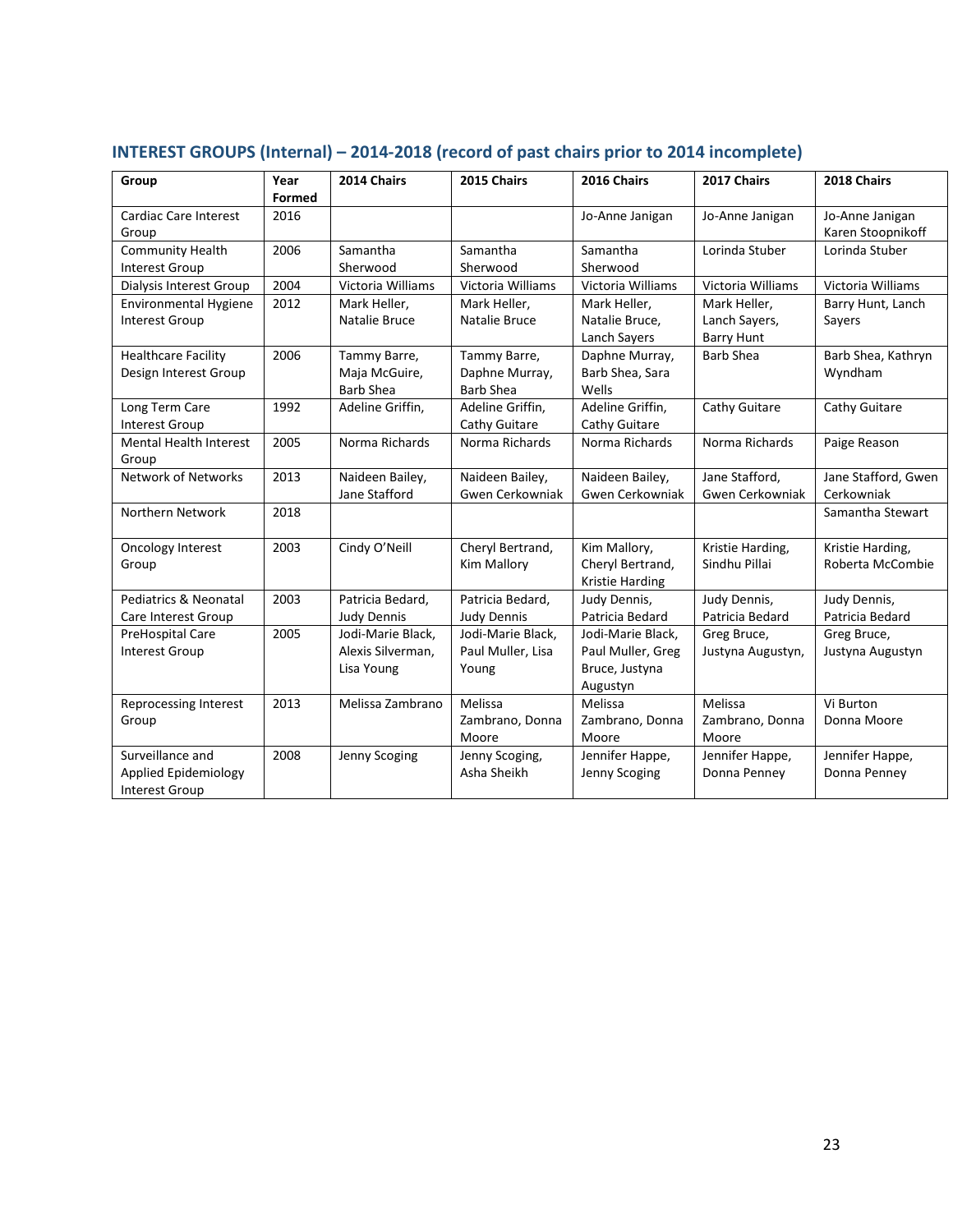## INTEREST GROUPS (Internal) – 2014-2018 (record of past chairs prior to 2014 incomplete)

| Group | Year Formed | 2014 Chairs | 2015 Chairs | 2016 Chairs | 2017 Chairs | 2018 Chairs |
|---|---|---|---|---|---|---|
| Cardiac Care Interest Group | 2016 | | | Jo-Anne Janigan | Jo-Anne Janigan | Jo-Anne Janigan Karen Stoopnikoff |
| Community Health Interest Group | 2006 | Samantha Sherwood | Samantha Sherwood | Samantha Sherwood | Lorinda Stuber | Lorinda Stuber |
| Dialysis Interest Group | 2004 | Victoria Williams | Victoria Williams | Victoria Williams | Victoria Williams | Victoria Williams |
| Environmental Hygiene Interest Group | 2012 | Mark Heller, Natalie Bruce | Mark Heller, Natalie Bruce | Mark Heller, Natalie Bruce, Lanch Sayers | Mark Heller, Lanch Sayers, Barry Hunt | Barry Hunt, Lanch Sayers |
| Healthcare Facility Design Interest Group | 2006 | Tammy Barre, Maja McGuire, Barb Shea | Tammy Barre, Daphne Murray, Barb Shea | Daphne Murray, Barb Shea, Sara Wells | Barb Shea | Barb Shea, Kathryn Wyndham |
| Long Term Care Interest Group | 1992 | Adeline Griffin, | Adeline Griffin, Cathy Guitare | Adeline Griffin, Cathy Guitare | Cathy Guitare | Cathy Guitare |
| Mental Health Interest Group | 2005 | Norma Richards | Norma Richards | Norma Richards | Norma Richards | Paige Reason |
| Network of Networks | 2013 | Naideen Bailey, Jane Stafford | Naideen Bailey, Gwen Cerkowniak | Naideen Bailey, Gwen Cerkowniak | Jane Stafford, Gwen Cerkowniak | Jane Stafford, Gwen Cerkowniak |
| Northern Network | 2018 | | | | | Samantha Stewart |
| Oncology Interest Group | 2003 | Cindy O'Neill | Cheryl Bertrand, Kim Mallory | Kim Mallory, Cheryl Bertrand, Kristie Harding | Kristie Harding, Sindhu Pillai | Kristie Harding, Roberta McCombie |
| Pediatrics & Neonatal Care Interest Group | 2003 | Patricia Bedard, Judy Dennis | Patricia Bedard, Judy Dennis | Judy Dennis, Patricia Bedard | Judy Dennis, Patricia Bedard | Judy Dennis, Patricia Bedard |
| PreHospital Care Interest Group | 2005 | Jodi-Marie Black, Alexis Silverman, Lisa Young | Jodi-Marie Black, Paul Muller, Lisa Young | Jodi-Marie Black, Paul Muller, Greg Bruce, Justyna Augustyn | Greg Bruce, Justyna Augustyn, | Greg Bruce, Justyna Augustyn |
| Reprocessing Interest Group | 2013 | Melissa Zambrano | Melissa Zambrano, Donna Moore | Melissa Zambrano, Donna Moore | Melissa Zambrano, Donna Moore | Vi Burton Donna Moore |
| Surveillance and Applied Epidemiology Interest Group | 2008 | Jenny Scoging | Jenny Scoging, Asha Sheikh | Jennifer Happe, Jenny Scoging | Jennifer Happe, Donna Penney | Jennifer Happe, Donna Penney |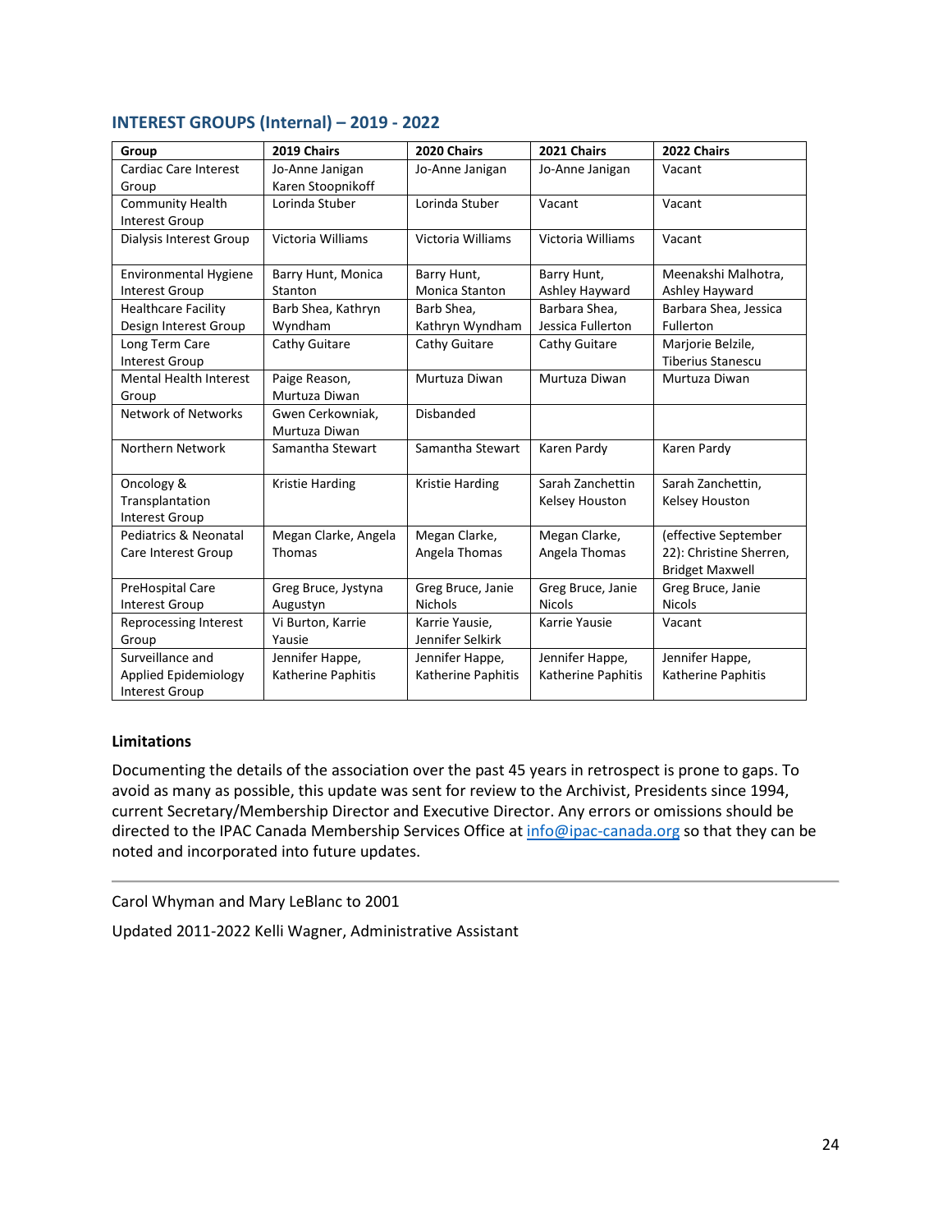## INTEREST GROUPS (Internal) – 2019 - 2022

| Group | 2019 Chairs | 2020 Chairs | 2021 Chairs | 2022 Chairs |
|---|---|---|---|---|
| Cardiac Care Interest Group | Jo-Anne Janigan Karen Stoopnikoff | Jo-Anne Janigan | Jo-Anne Janigan | Vacant |
| Community Health Interest Group | Lorinda Stuber | Lorinda Stuber | Vacant | Vacant |
| Dialysis Interest Group | Victoria Williams | Victoria Williams | Victoria Williams | Vacant |
| Environmental Hygiene Interest Group | Barry Hunt, Monica Stanton | Barry Hunt, Monica Stanton | Barry Hunt, Ashley Hayward | Meenakshi Malhotra, Ashley Hayward |
| Healthcare Facility Design Interest Group | Barb Shea, Kathryn Wyndham | Barb Shea, Kathryn Wyndham | Barbara Shea, Jessica Fullerton | Barbara Shea, Jessica Fullerton |
| Long Term Care Interest Group | Cathy Guitare | Cathy Guitare | Cathy Guitare | Marjorie Belzile, Tiberius Stanescu |
| Mental Health Interest Group | Paige Reason, Murtuza Diwan | Murtuza Diwan | Murtuza Diwan | Murtuza Diwan |
| Network of Networks | Gwen Cerkowniak, Murtuza Diwan | Disbanded | | |
| Northern Network | Samantha Stewart | Samantha Stewart | Karen Pardy | Karen Pardy |
| Oncology & Transplantation Interest Group | Kristie Harding | Kristie Harding | Sarah Zanchettin Kelsey Houston | Sarah Zanchettin, Kelsey Houston |
| Pediatrics & Neonatal Care Interest Group | Megan Clarke, Angela Thomas | Megan Clarke, Angela Thomas | Megan Clarke, Angela Thomas | (effective September 22): Christine Sherren, Bridget Maxwell |
| PreHospital Care Interest Group | Greg Bruce, Jystyna Augustyn | Greg Bruce, Janie Nichols | Greg Bruce, Janie Nicols | Greg Bruce, Janie Nicols |
| Reprocessing Interest Group | Vi Burton, Karrie Yausie | Karrie Yausie, Jennifer Selkirk | Karrie Yausie | Vacant |
| Surveillance and Applied Epidemiology Interest Group | Jennifer Happe, Katherine Paphitis | Jennifer Happe, Katherine Paphitis | Jennifer Happe, Katherine Paphitis | Jennifer Happe, Katherine Paphitis |

### Limitations

Documenting the details of the association over the past 45 years in retrospect is prone to gaps. To avoid as many as possible, this update was sent for review to the Archivist, Presidents since 1994, current Secretary/Membership Director and Executive Director. Any errors or omissions should be directed to the IPAC Canada Membership Services Office at info@ipac-canada.org so that they can be noted and incorporated into future updates.

---

Carol Whyman and Mary LeBlanc to 2001

Updated 2011-2022 Kelli Wagner, Administrative Assistant